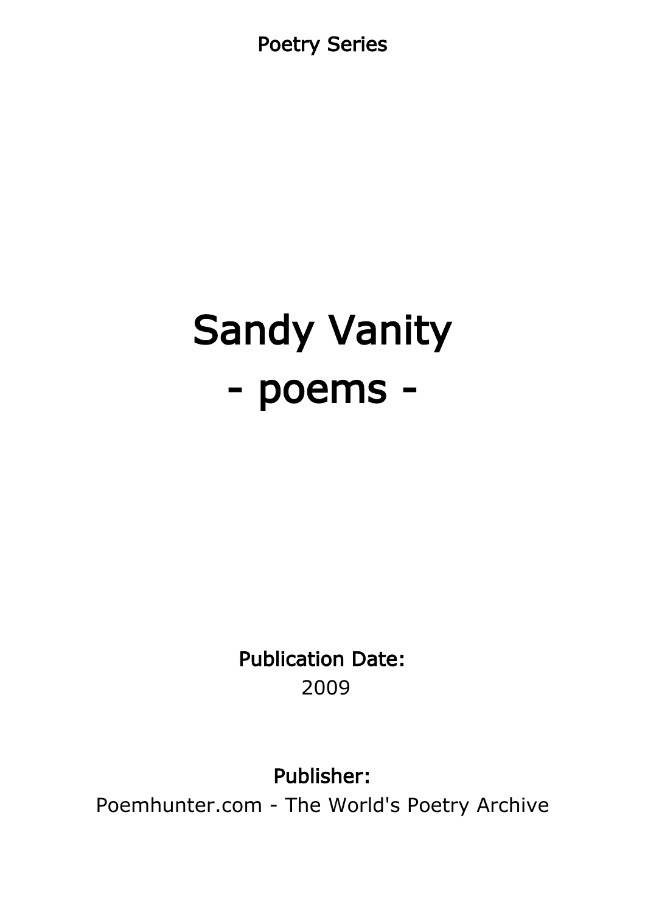Poetry Series

# Sandy Vanity
# - poems -

**Publication Date:**
2009

**Publisher:**
Poemhunter.com - The World's Poetry Archive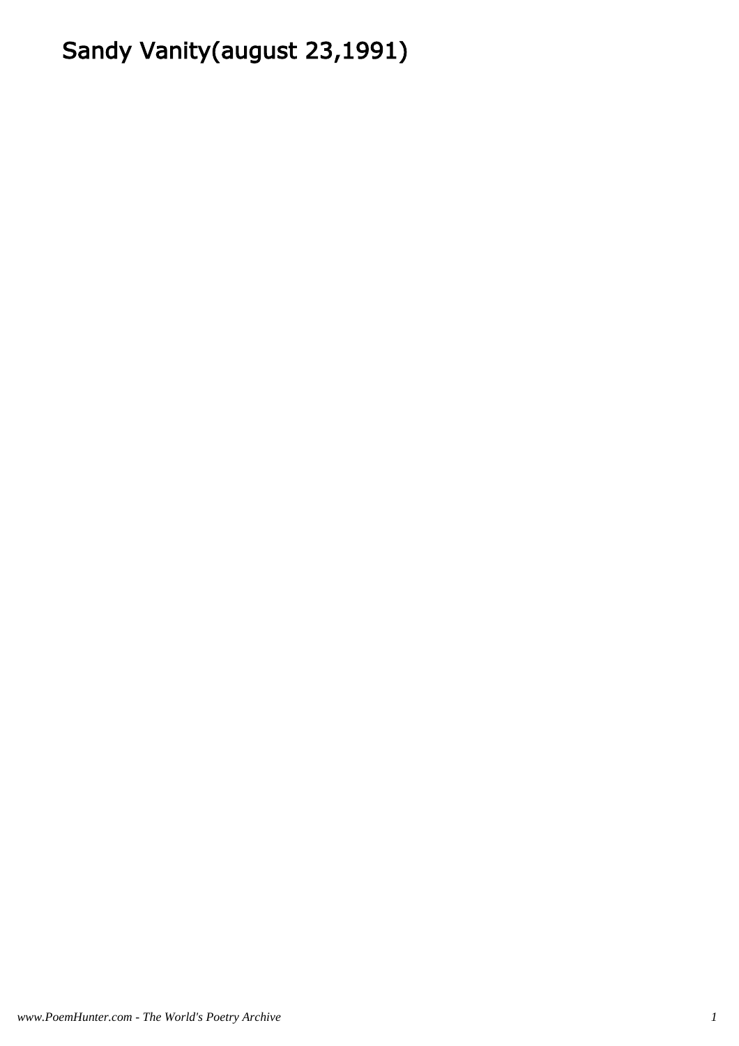# Sandy Vanity(august 23,1991)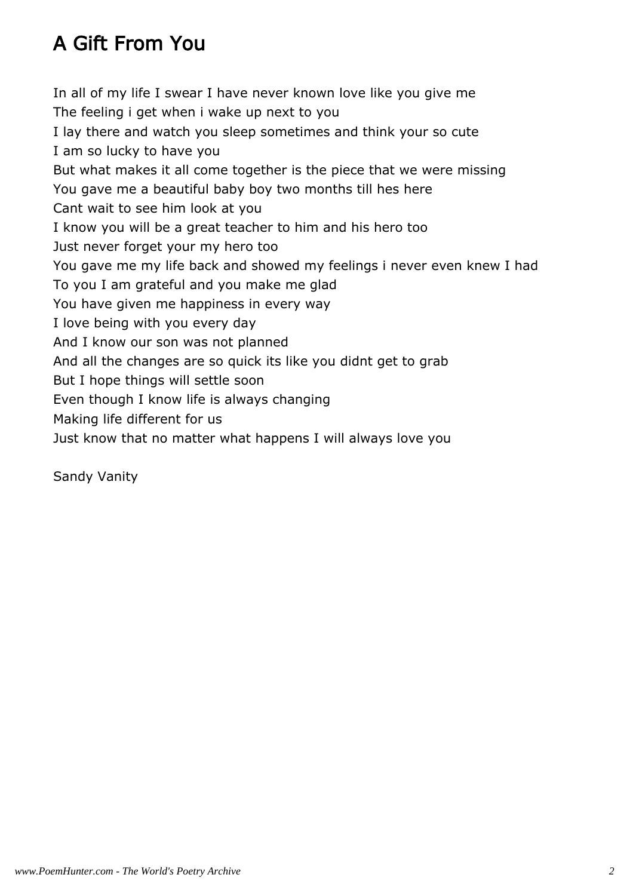# A Gift From You

In all of my life I swear I have never known love like you give me  
The feeling i get when i wake up next to you  
I lay there and watch you sleep sometimes and think your so cute  
I am so lucky to have you  
But what makes it all come together is the piece that we were missing  
You gave me a beautiful baby boy two months till hes here  
Cant wait to see him look at you  
I know you will be a great teacher to him and his hero too  
Just never forget your my hero too  
You gave me my life back and showed my feelings i never even knew I had  
To you I am grateful and you make me glad  
You have given me happiness in every way  
I love being with you every day  
And I know our son was not planned  
And all the changes are so quick its like you didnt get to grab  
But I hope things will settle soon  
Even though I know life is always changing  
Making life different for us  
Just know that no matter what happens I will always love you

Sandy Vanity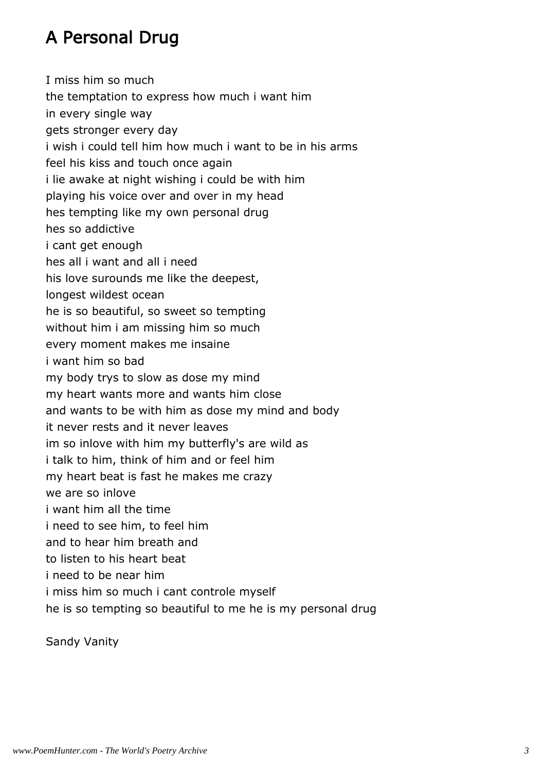# A Personal Drug

I miss him so much  
the temptation to express how much i want him  
in every single way  
gets stronger every day  
i wish i could tell him how much i want to be in his arms  
feel his kiss and touch once again  
i lie awake at night wishing i could be with him  
playing his voice over and over in my head  
hes tempting like my own personal drug  
hes so addictive  
i cant get enough  
hes all i want and all i need  
his love surounds me like the deepest,  
longest wildest ocean  
he is so beautiful, so sweet so tempting  
without him i am missing him so much  
every moment makes me insaine  
i want him so bad  
my body trys to slow as dose my mind  
my heart wants more and wants him close  
and wants to be with him as dose my mind and body  
it never rests and it never leaves  
im so inlove with him my butterfly's are wild as  
i talk to him, think of him and or feel him  
my heart beat is fast he makes me crazy  
we are so inlove  
i want him all the time  
i need to see him, to feel him  
and to hear him breath and  
to listen to his heart beat  
i need to be near him  
i miss him so much i cant controle myself  
he is so tempting so beautiful to me he is my personal drug

Sandy Vanity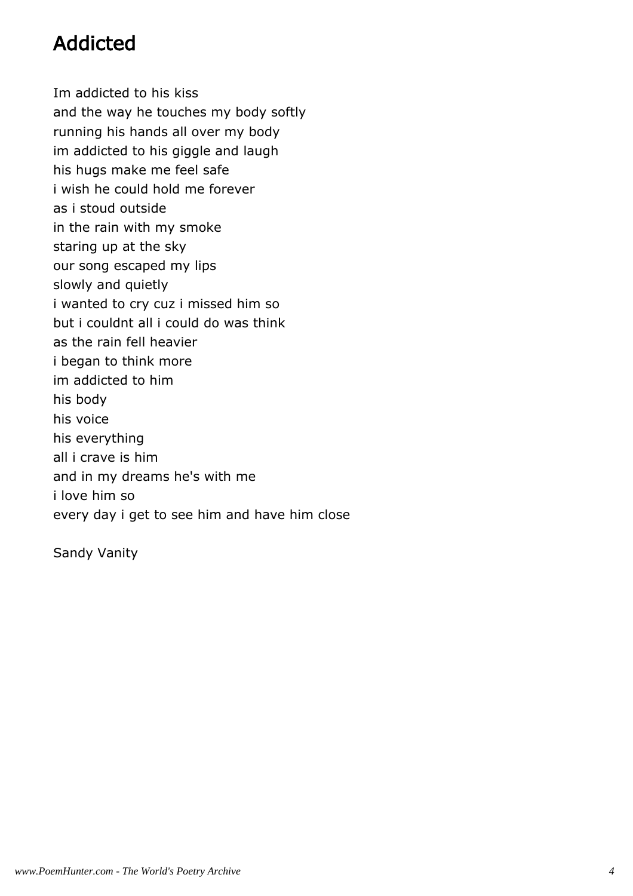# Addicted

Im addicted to his kiss
and the way he touches my body softly
running his hands all over my body
im addicted to his giggle and laugh
his hugs make me feel safe
i wish he could hold me forever
as i stoud outside
in the rain with my smoke
staring up at the sky
our song escaped my lips
slowly and quietly
i wanted to cry cuz i missed him so
but i couldnt all i could do was think
as the rain fell heavier
i began to think more
im addicted to him
his body
his voice
his everything
all i crave is him
and in my dreams he's with me
i love him so
every day i get to see him and have him close

Sandy Vanity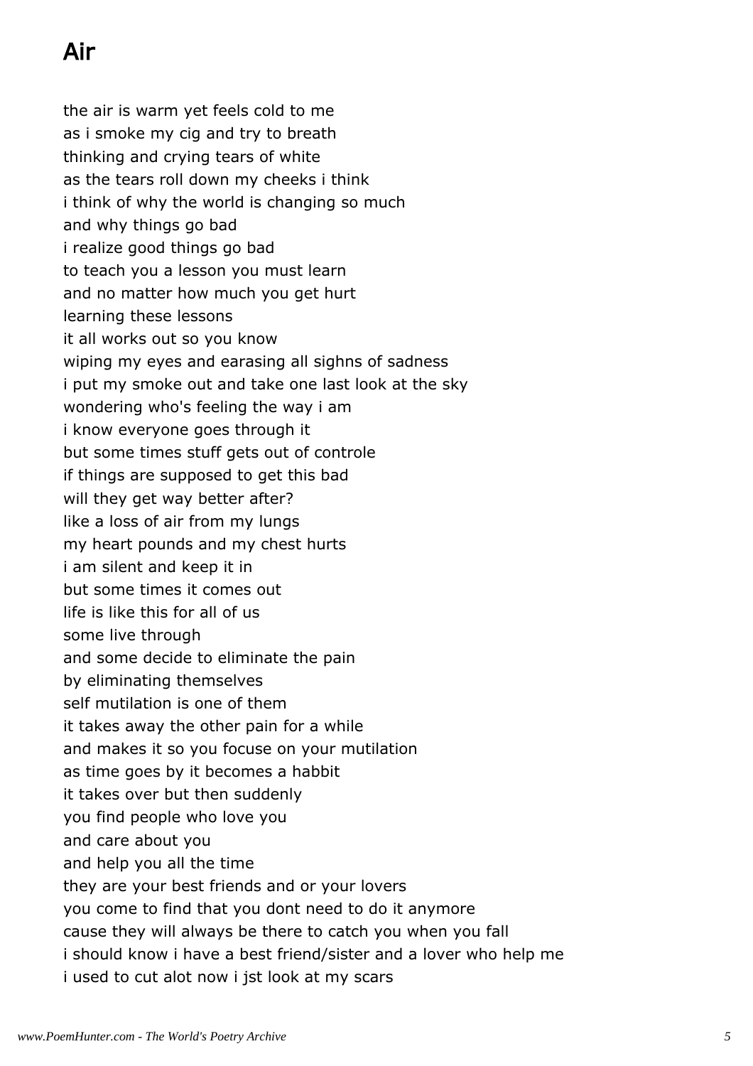# Air

the air is warm yet feels cold to me
as i smoke my cig and try to breath
thinking and crying tears of white
as the tears roll down my cheeks i think
i think of why the world is changing so much
and why things go bad
i realize good things go bad
to teach you a lesson you must learn
and no matter how much you get hurt
learning these lessons
it all works out so you know
wiping my eyes and earasing all sighns of sadness
i put my smoke out and take one last look at the sky
wondering who's feeling the way i am
i know everyone goes through it
but some times stuff gets out of controle
if things are supposed to get this bad
will they get way better after?
like a loss of air from my lungs
my heart pounds and my chest hurts
i am silent and keep it in
but some times it comes out
life is like this for all of us
some live through
and some decide to eliminate the pain
by eliminating themselves
self mutilation is one of them
it takes away the other pain for a while
and makes it so you focuse on your mutilation
as time goes by it becomes a habbit
it takes over but then suddenly
you find people who love you
and care about you
and help you all the time
they are your best friends and or your lovers
you come to find that you dont need to do it anymore
cause they will always be there to catch you when you fall
i should know i have a best friend/sister and a lover who help me
i used to cut alot now i jst look at my scars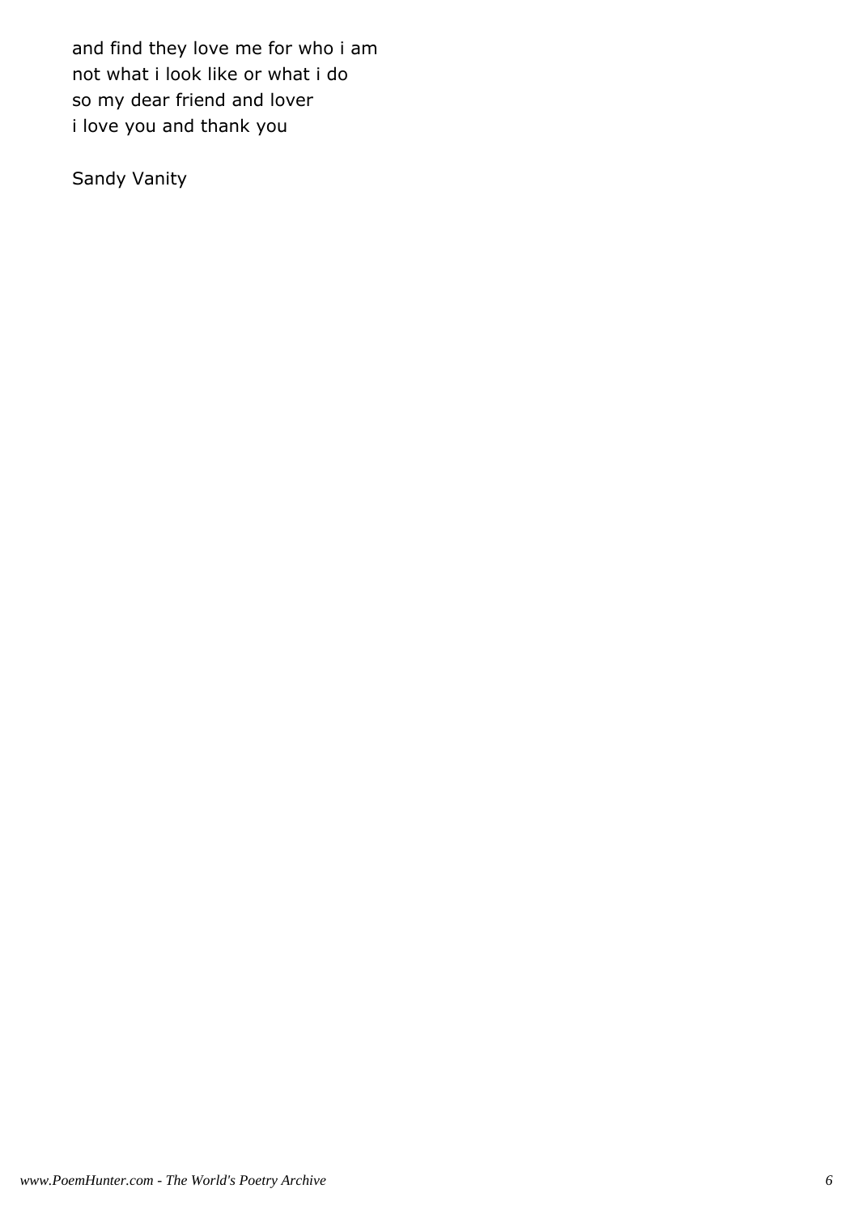and find they love me for who i am
not what i look like or what i do
so my dear friend and lover
i love you and thank you

Sandy Vanity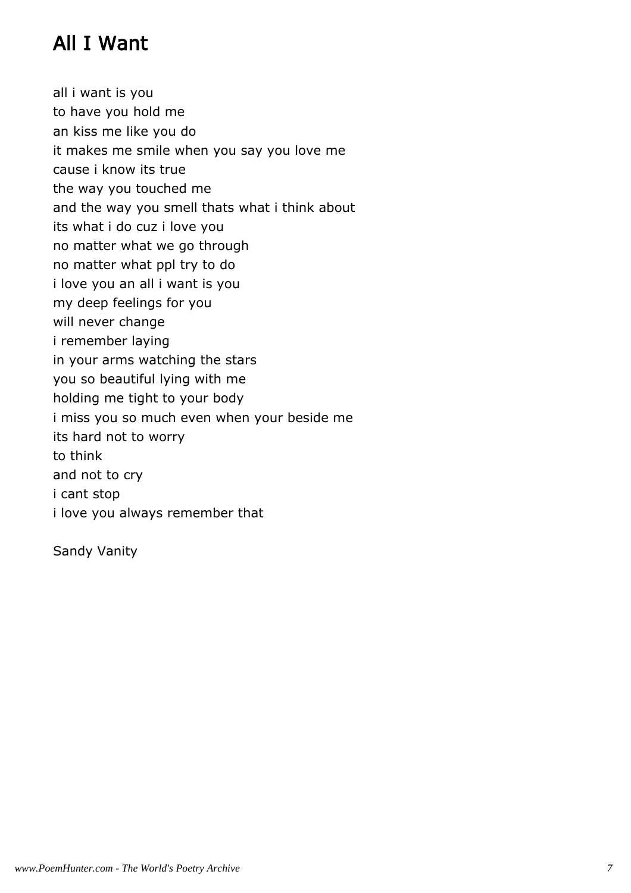# All I Want

all i want is you  
to have you hold me  
an kiss me like you do  
it makes me smile when you say you love me  
cause i know its true  
the way you touched me  
and the way you smell thats what i think about  
its what i do cuz i love you  
no matter what we go through  
no matter what ppl try to do  
i love you an all i want is you  
my deep feelings for you  
will never change  
i remember laying  
in your arms watching the stars  
you so beautiful lying with me  
holding me tight to your body  
i miss you so much even when your beside me  
its hard not to worry  
to think  
and not to cry  
i cant stop  
i love you always remember that

Sandy Vanity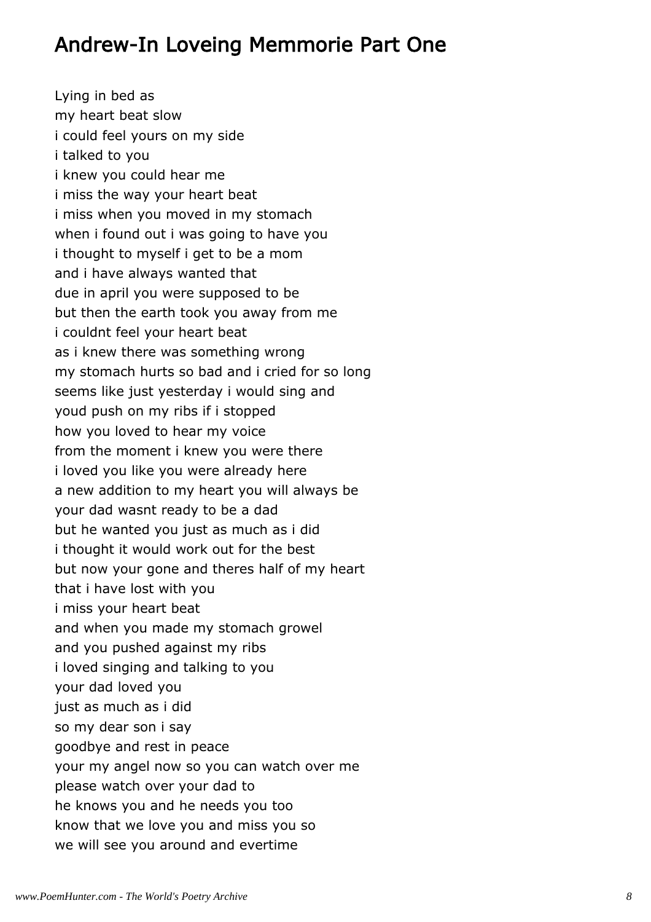## Andrew-In Loveing Memmorie Part One

Lying in bed as
my heart beat slow
i could feel yours on my side
i talked to you
i knew you could hear me
i miss the way your heart beat
i miss when you moved in my stomach
when i found out i was going to have you
i thought to myself i get to be a mom
and i have always wanted that
due in april you were supposed to be
but then the earth took you away from me
i couldnt feel your heart beat
as i knew there was something wrong
my stomach hurts so bad and i cried for so long
seems like just yesterday i would sing and
youd push on my ribs if i stopped
how you loved to hear my voice
from the moment i knew you were there
i loved you like you were already here
a new addition to my heart you will always be
your dad wasnt ready to be a dad
but he wanted you just as much as i did
i thought it would work out for the best
but now your gone and theres half of my heart
that i have lost with you
i miss your heart beat
and when you made my stomach growel
and you pushed against my ribs
i loved singing and talking to you
your dad loved you
just as much as i did
so my dear son i say
goodbye and rest in peace
your my angel now so you can watch over me
please watch over your dad to
he knows you and he needs you too
know that we love you and miss you so
we will see you around and evertime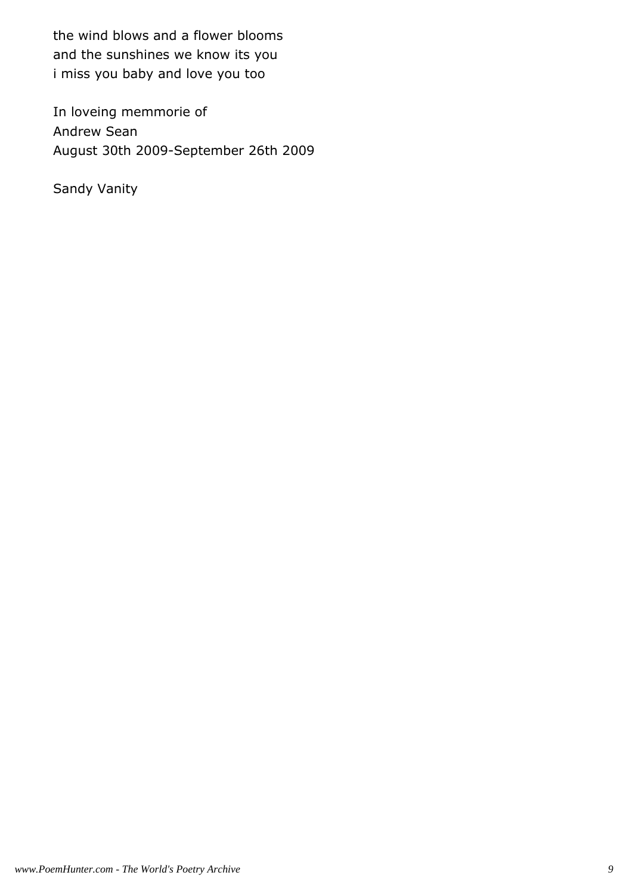the wind blows and a flower blooms
and the sunshines we know its you
i miss you baby and love you too

In loveing memmorie of
Andrew Sean
August 30th 2009-September 26th 2009

Sandy Vanity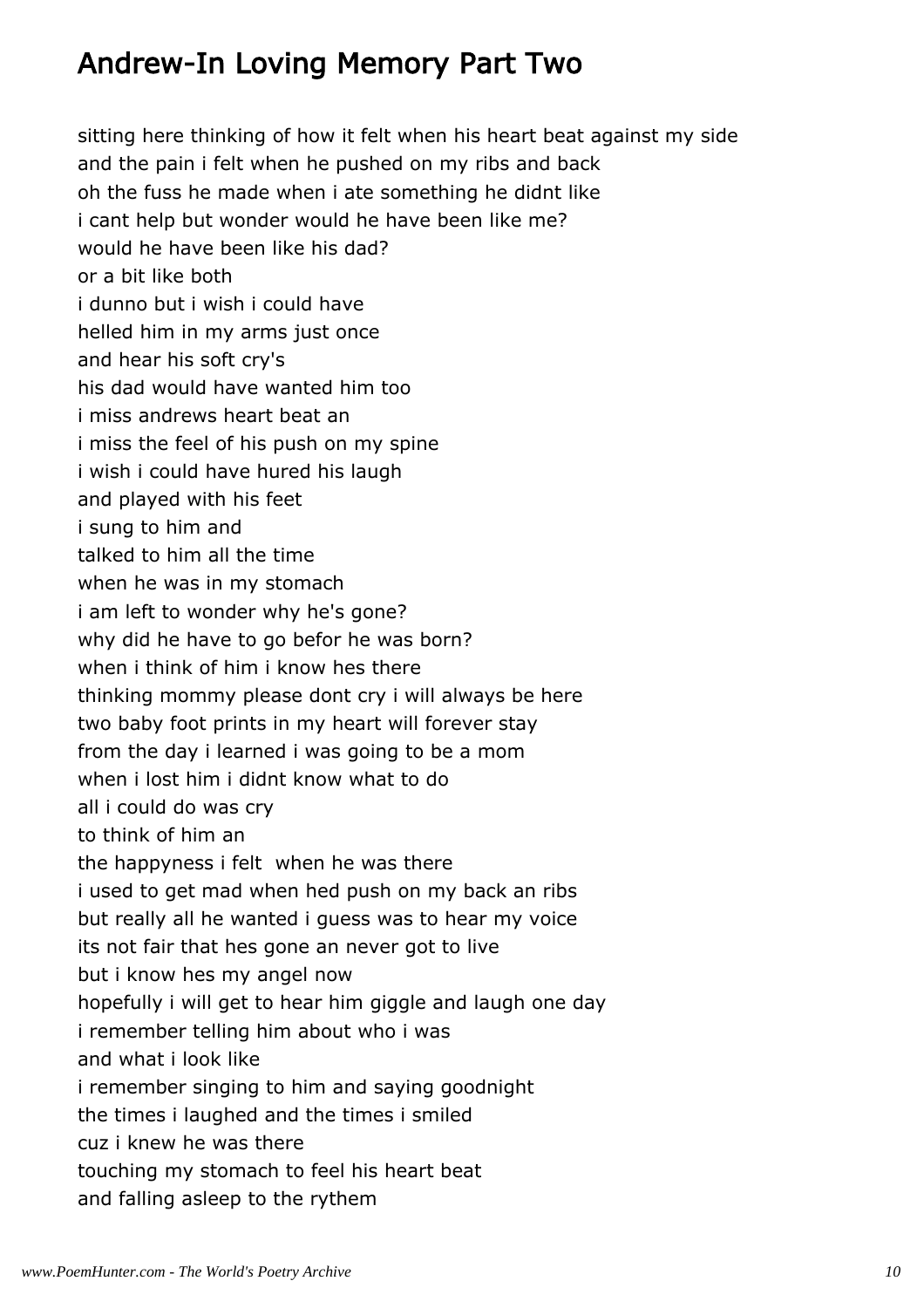# Andrew-In Loving Memory Part Two

sitting here thinking of how it felt when his heart beat against my side
and the pain i felt when he pushed on my ribs and back
oh the fuss he made when i ate something he didnt like
i cant help but wonder would he have been like me?
would he have been like his dad?
or a bit like both
i dunno but i wish i could have
helled him in my arms just once
and hear his soft cry's
his dad would have wanted him too
i miss andrews heart beat an
i miss the feel of his push on my spine
i wish i could have hured his laugh
and played with his feet
i sung to him and
talked to him all the time
when he was in my stomach
i am left to wonder why he's gone?
why did he have to go befor he was born?
when i think of him i know hes there
thinking mommy please dont cry i will always be here
two baby foot prints in my heart will forever stay
from the day i learned i was going to be a mom
when i lost him i didnt know what to do
all i could do was cry
to think of him an
the happyness i felt when he was there
i used to get mad when hed push on my back an ribs
but really all he wanted i guess was to hear my voice
its not fair that hes gone an never got to live
but i know hes my angel now
hopefully i will get to hear him giggle and laugh one day
i remember telling him about who i was
and what i look like
i remember singing to him and saying goodnight
the times i laughed and the times i smiled
cuz i knew he was there
touching my stomach to feel his heart beat
and falling asleep to the rythem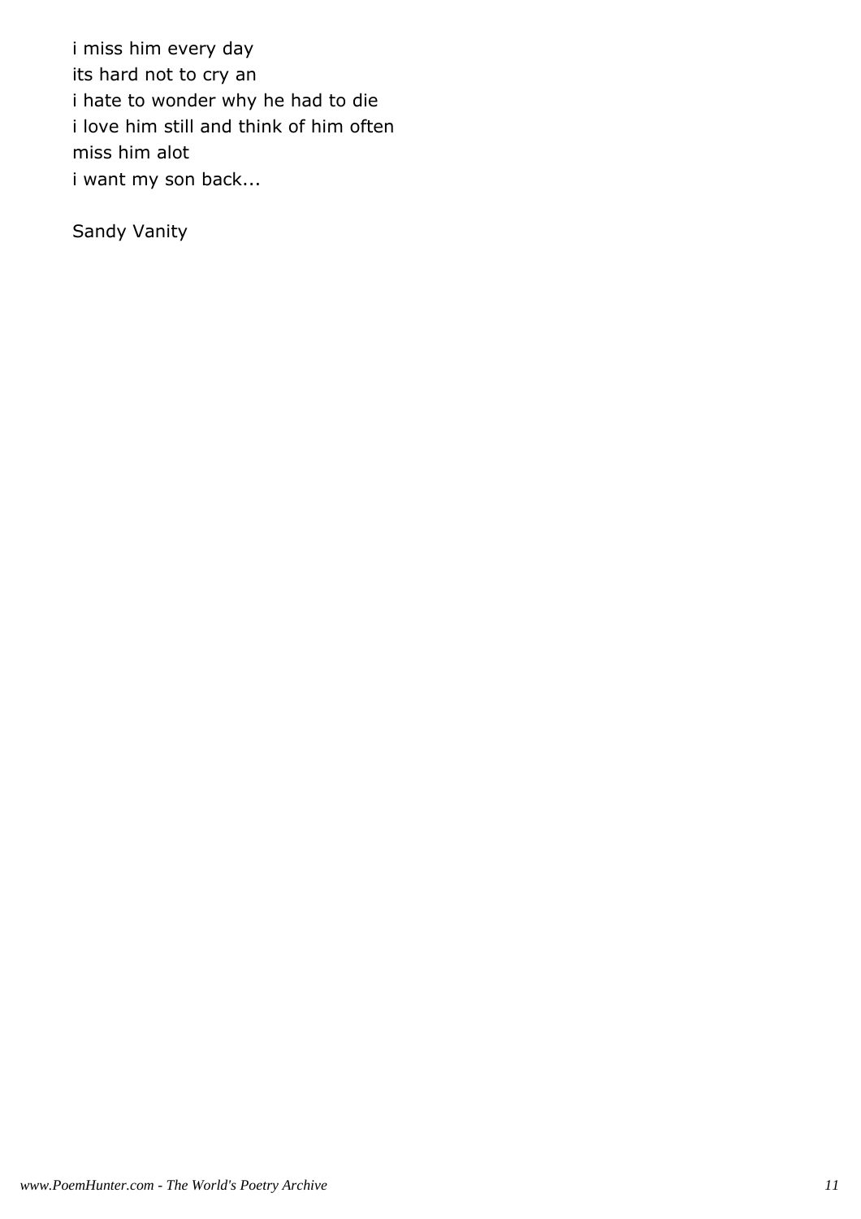i miss him every day
its hard not to cry an
i hate to wonder why he had to die
i love him still and think of him often
miss him alot
i want my son back...

Sandy Vanity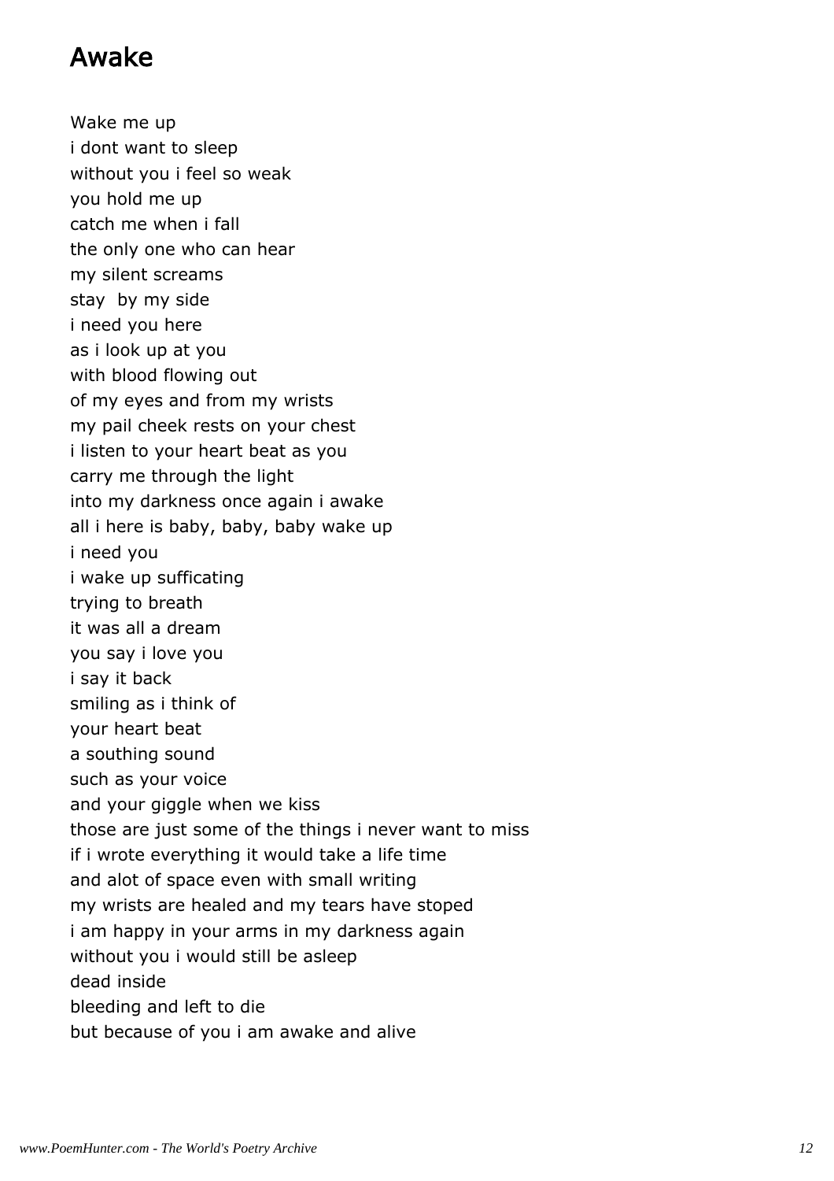# Awake

Wake me up  
i dont want to sleep  
without you i feel so weak  
you hold me up  
catch me when i fall  
the only one who can hear  
my silent screams  
stay  by my side  
i need you here  
as i look up at you  
with blood flowing out  
of my eyes and from my wrists  
my pail cheek rests on your chest  
i listen to your heart beat as you  
carry me through the light  
into my darkness once again i awake  
all i here is baby, baby, baby wake up  
i need you  
i wake up sufficating  
trying to breath  
it was all a dream  
you say i love you  
i say it back  
smiling as i think of  
your heart beat  
a southing sound  
such as your voice  
and your giggle when we kiss  
those are just some of the things i never want to miss  
if i wrote everything it would take a life time  
and alot of space even with small writing  
my wrists are healed and my tears have stoped  
i am happy in your arms in my darkness again  
without you i would still be asleep  
dead inside  
bleeding and left to die  
but because of you i am awake and alive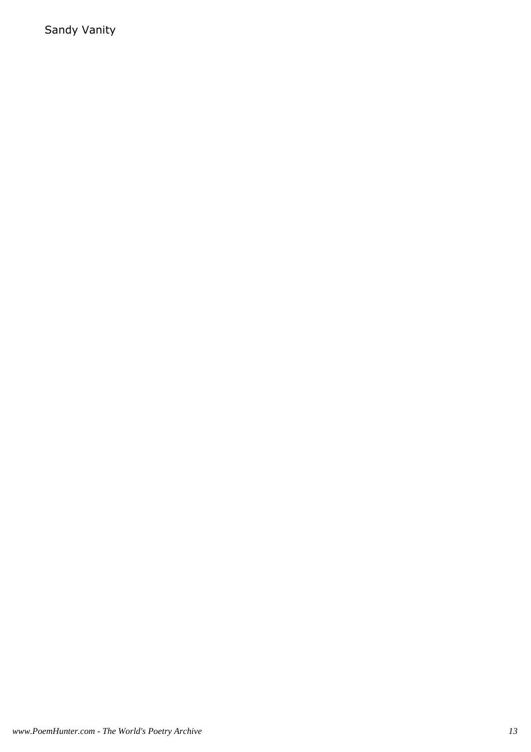Sandy Vanity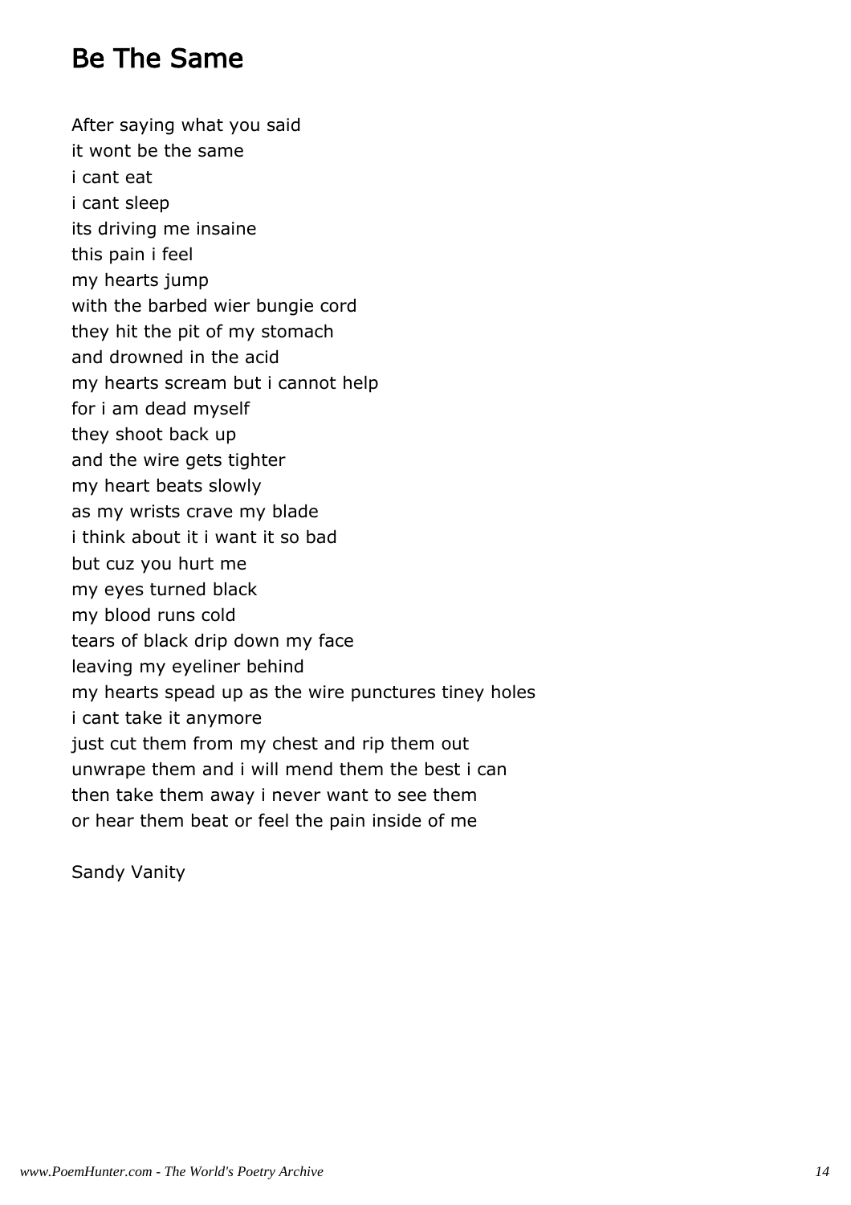# Be The Same

After saying what you said
it wont be the same
i cant eat
i cant sleep
its driving me insaine
this pain i feel
my hearts jump
with the barbed wier bungie cord
they hit the pit of my stomach
and drowned in the acid
my hearts scream but i cannot help
for i am dead myself
they shoot back up
and the wire gets tighter
my heart beats slowly
as my wrists crave my blade
i think about it i want it so bad
but cuz you hurt me
my eyes turned black
my blood runs cold
tears of black drip down my face
leaving my eyeliner behind
my hearts spead up as the wire punctures tiney holes
i cant take it anymore
just cut them from my chest and rip them out
unwrape them and i will mend them the best i can
then take them away i never want to see them
or hear them beat or feel the pain inside of me

Sandy Vanity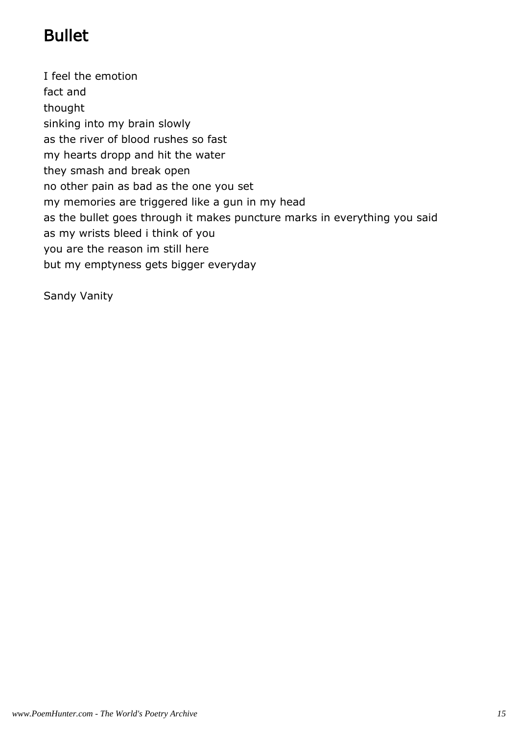# Bullet

I feel the emotion  
fact and  
thought  
sinking into my brain slowly  
as the river of blood rushes so fast  
my hearts dropp and hit the water  
they smash and break open  
no other pain as bad as the one you set  
my memories are triggered like a gun in my head  
as the bullet goes through it makes puncture marks in everything you said  
as my wrists bleed i think of you  
you are the reason im still here  
but my emptyness gets bigger everyday

Sandy Vanity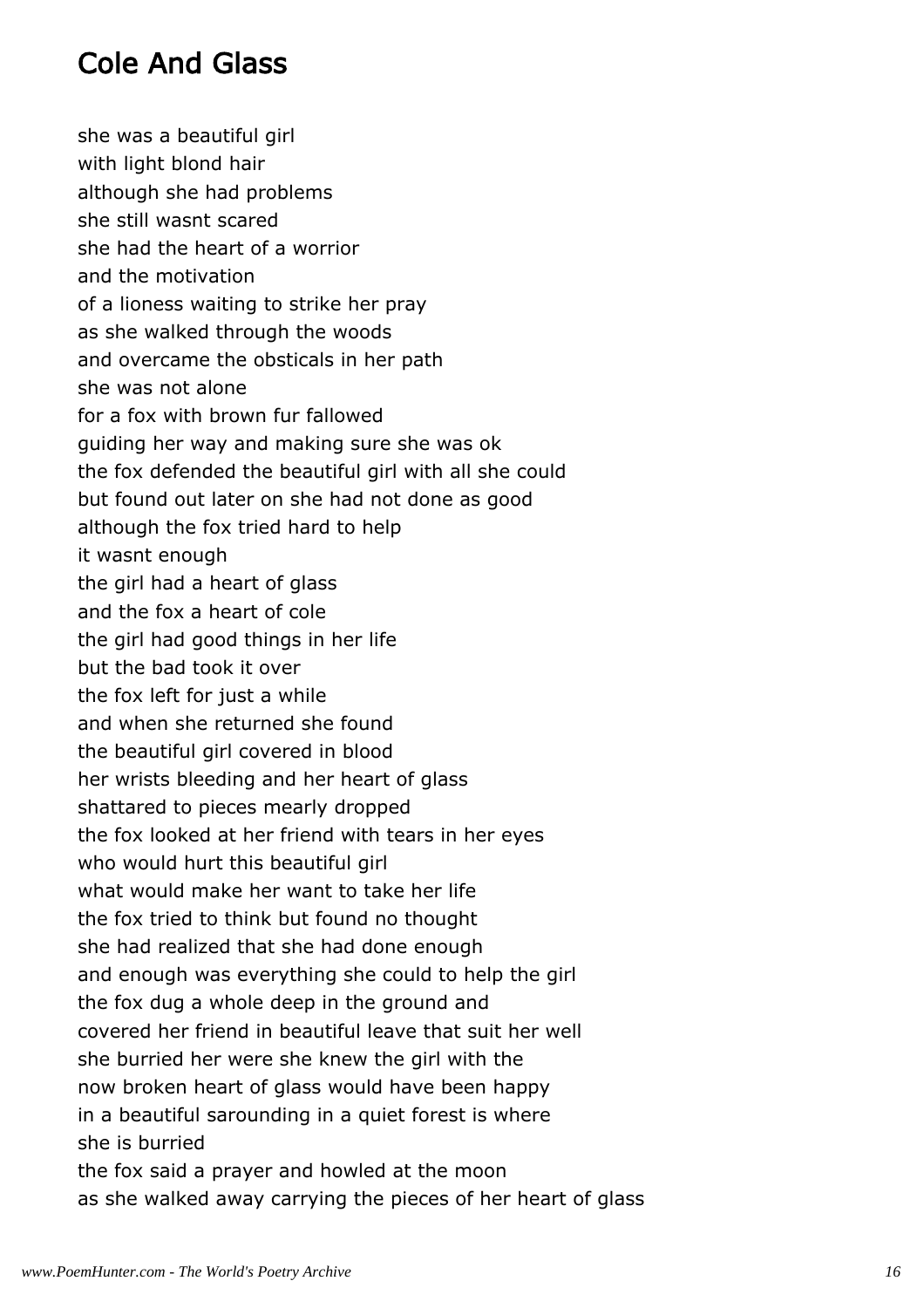# Cole And Glass

she was a beautiful girl
with light blond hair
although she had problems
she still wasnt scared
she had the heart of a worrior
and the motivation
of a lioness waiting to strike her pray
as she walked through the woods
and overcame the obsticals in her path
she was not alone
for a fox with brown fur fallowed
guiding her way and making sure she was ok
the fox defended the beautiful girl with all she could
but found out later on she had not done as good
although the fox tried hard to help
it wasnt enough
the girl had a heart of glass
and the fox a heart of cole
the girl had good things in her life
but the bad took it over
the fox left for just a while
and when she returned she found
the beautiful girl covered in blood
her wrists bleeding and her heart of glass
shattared to pieces mearly dropped
the fox looked at her friend with tears in her eyes
who would hurt this beautiful girl
what would make her want to take her life
the fox tried to think but found no thought
she had realized that she had done enough
and enough was everything she could to help the girl
the fox dug a whole deep in the ground and
covered her friend in beautiful leave that suit her well
she burried her were she knew the girl with the
now broken heart of glass would have been happy
in a beautiful sarounding in a quiet forest is where
she is burried
the fox said a prayer and howled at the moon
as she walked away carrying the pieces of her heart of glass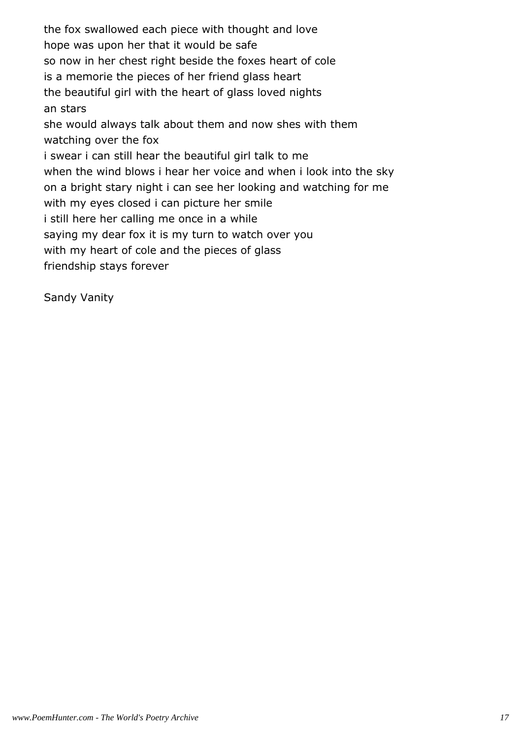the fox swallowed each piece with thought and love
hope was upon her that it would be safe
so now in her chest right beside the foxes heart of cole
is a memorie the pieces of her friend glass heart
the beautiful girl with the heart of glass loved nights
an stars
she would always talk about them and now shes with them
watching over the fox
i swear i can still hear the beautiful girl talk to me
when the wind blows i hear her voice and when i look into the sky
on a bright stary night i can see her looking and watching for me
with my eyes closed i can picture her smile
i still here her calling me once in a while
saying my dear fox it is my turn to watch over you
with my heart of cole and the pieces of glass
friendship stays forever

Sandy Vanity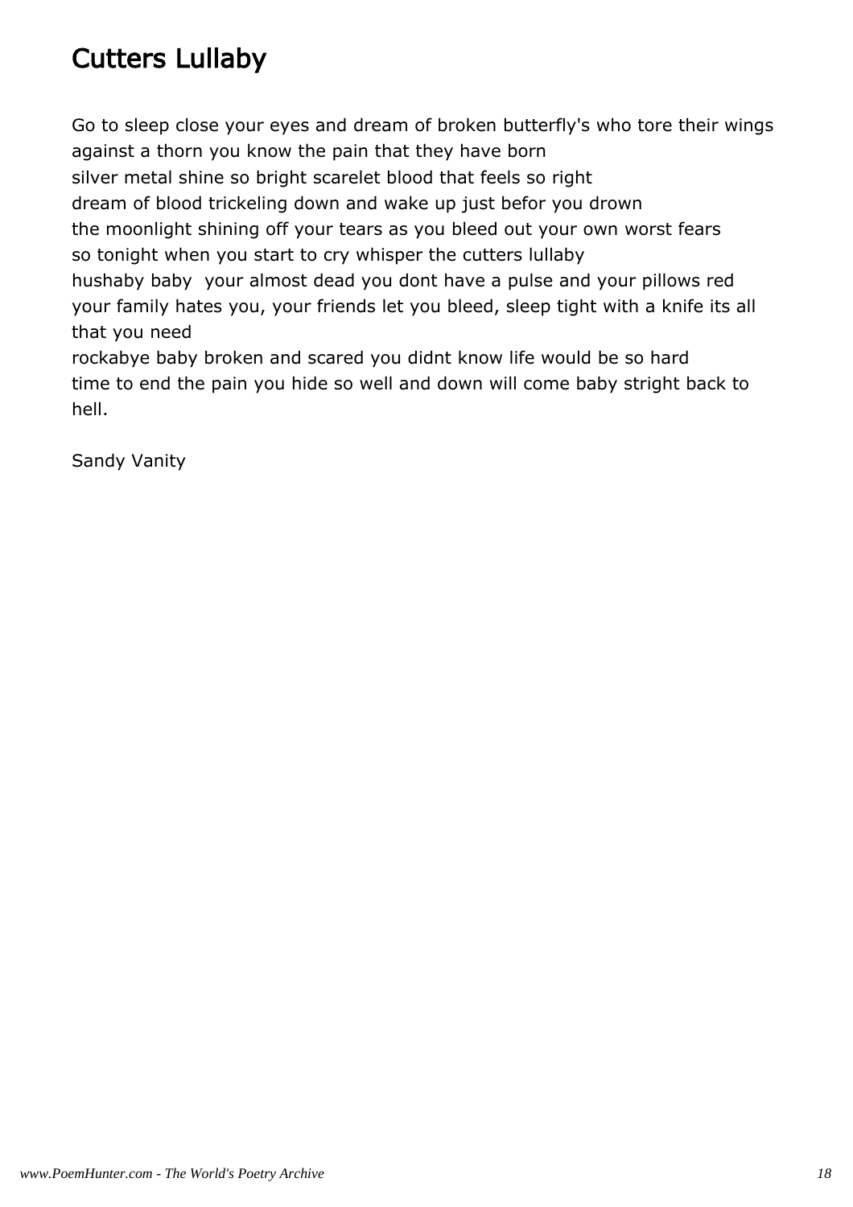# Cutters Lullaby

Go to sleep close your eyes and dream of broken butterfly's who tore their wings against a thorn you know the pain that they have born
silver metal shine so bright scarelet blood that feels so right
dream of blood trickeling down and wake up just befor you drown
the moonlight shining off your tears as you bleed out your own worst fears
so tonight when you start to cry whisper the cutters lullaby
hushaby baby your almost dead you dont have a pulse and your pillows red
your family hates you, your friends let you bleed, sleep tight with a knife its all that you need
rockabye baby broken and scared you didnt know life would be so hard
time to end the pain you hide so well and down will come baby stright back to hell.

Sandy Vanity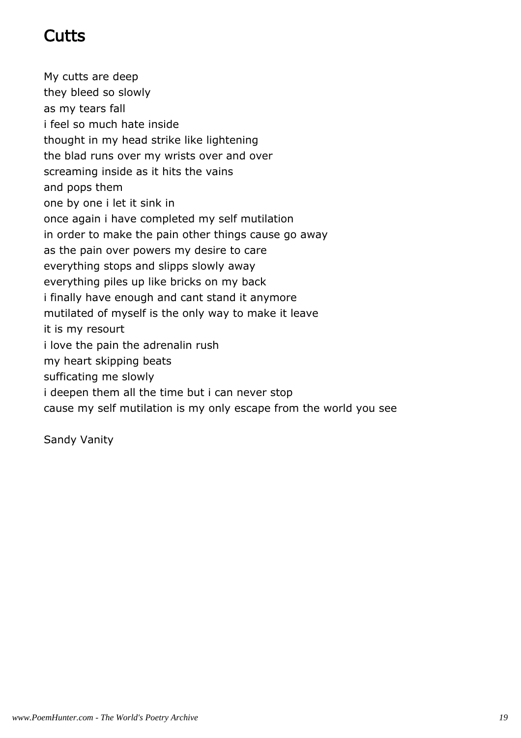# Cutts

My cutts are deep
they bleed so slowly
as my tears fall
i feel so much hate inside
thought in my head strike like lightening
the blad runs over my wrists over and over
screaming inside as it hits the vains
and pops them
one by one i let it sink in
once again i have completed my self mutilation
in order to make the pain other things cause go away
as the pain over powers my desire to care
everything stops and slipps slowly away
everything piles up like bricks on my back
i finally have enough and cant stand it anymore
mutilated of myself is the only way to make it leave
it is my resourt
i love the pain the adrenalin rush
my heart skipping beats
sufficating me slowly
i deepen them all the time but i can never stop
cause my self mutilation is my only escape from the world you see

Sandy Vanity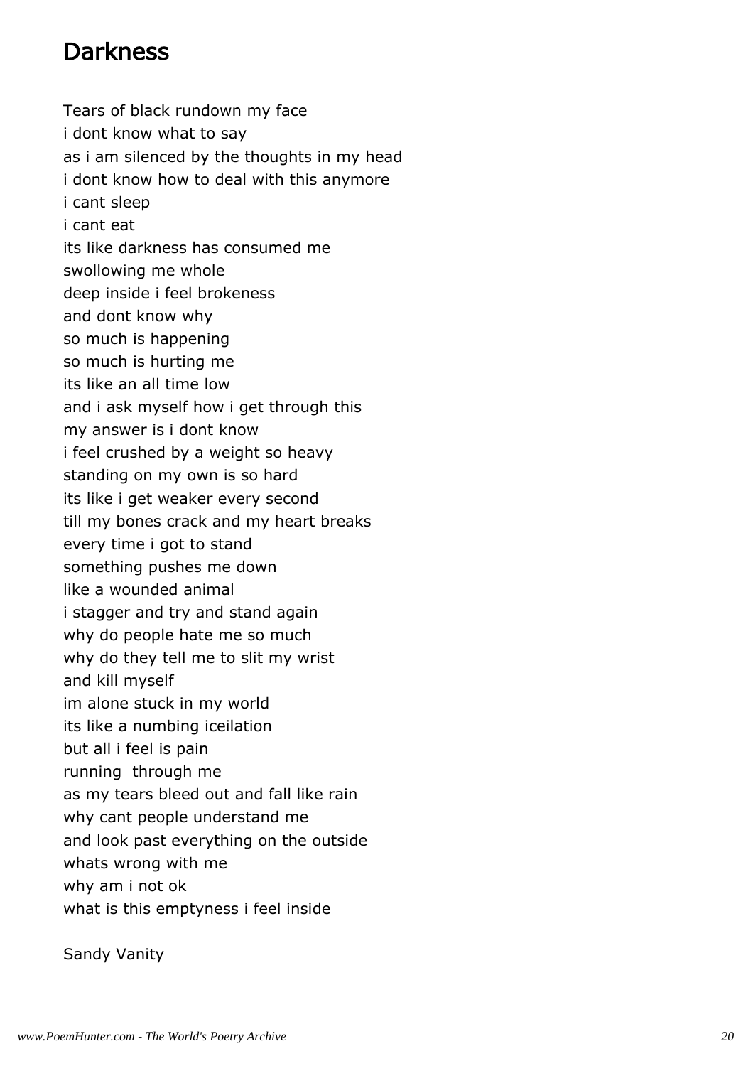# Darkness

Tears of black rundown my face
i dont know what to say
as i am silenced by the thoughts in my head
i dont know how to deal with this anymore
i cant sleep
i cant eat
its like darkness has consumed me
swollowing me whole
deep inside i feel brokeness
and dont know why
so much is happening
so much is hurting me
its like an all time low
and i ask myself how i get through this
my answer is i dont know
i feel crushed by a weight so heavy
standing on my own is so hard
its like i get weaker every second
till my bones crack and my heart breaks
every time i got to stand
something pushes me down
like a wounded animal
i stagger and try and stand again
why do people hate me so much
why do they tell me to slit my wrist
and kill myself
im alone stuck in my world
its like a numbing iceilation
but all i feel is pain
running  through me
as my tears bleed out and fall like rain
why cant people understand me
and look past everything on the outside
whats wrong with me
why am i not ok
what is this emptyness i feel inside

Sandy Vanity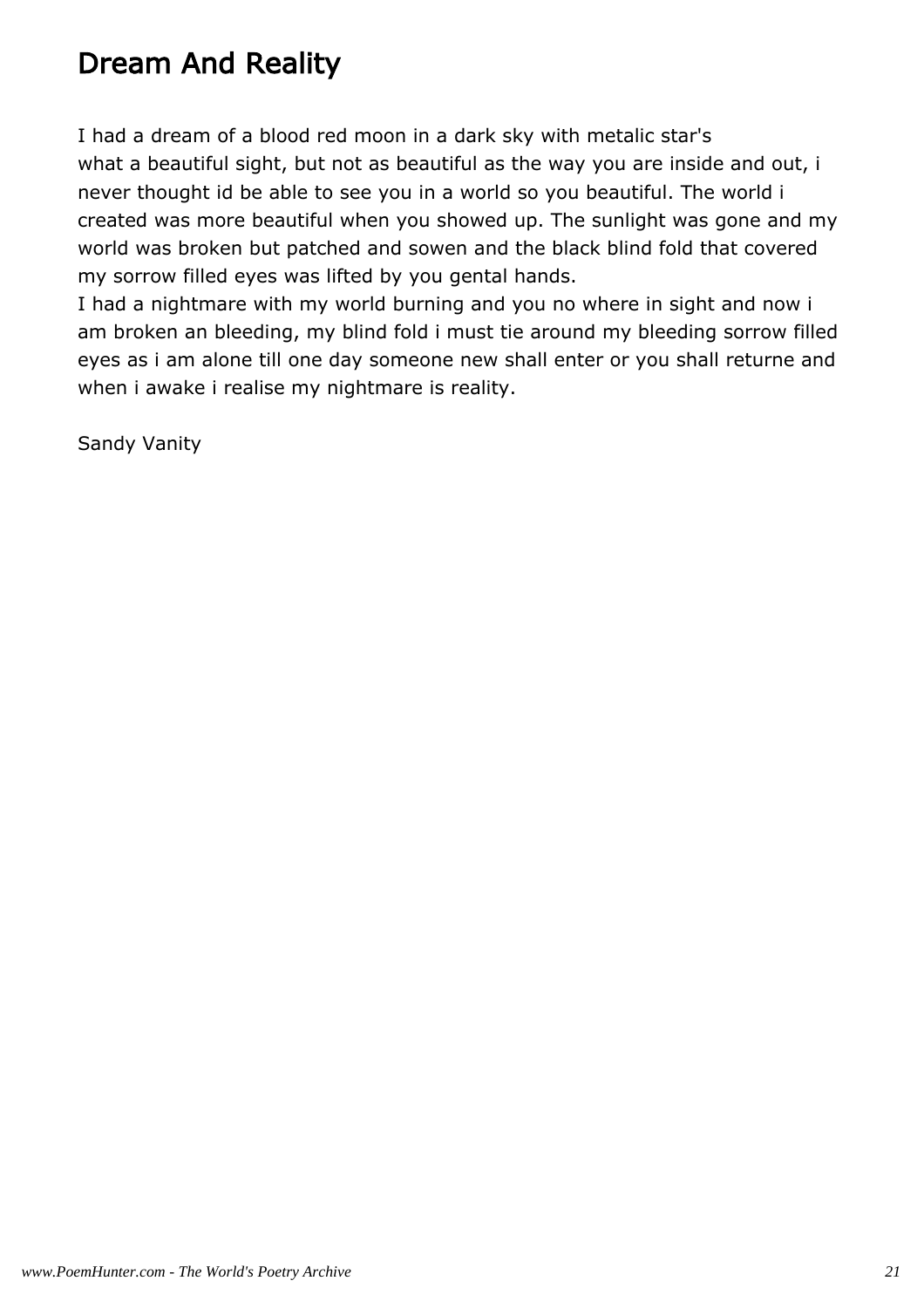# Dream And Reality

I had a dream of a blood red moon in a dark sky with metalic star's
what a beautiful sight, but not as beautiful as the way you are inside and out, i never thought id be able to see you in a world so you beautiful. The world i created was more beautiful when you showed up. The sunlight was gone and my world was broken but patched and sowen and the black blind fold that covered my sorrow filled eyes was lifted by you gental hands.
I had a nightmare with my world burning and you no where in sight and now i am broken an bleeding, my blind fold i must tie around my bleeding sorrow filled eyes as i am alone till one day someone new shall enter or you shall returne and when i awake i realise my nightmare is reality.

Sandy Vanity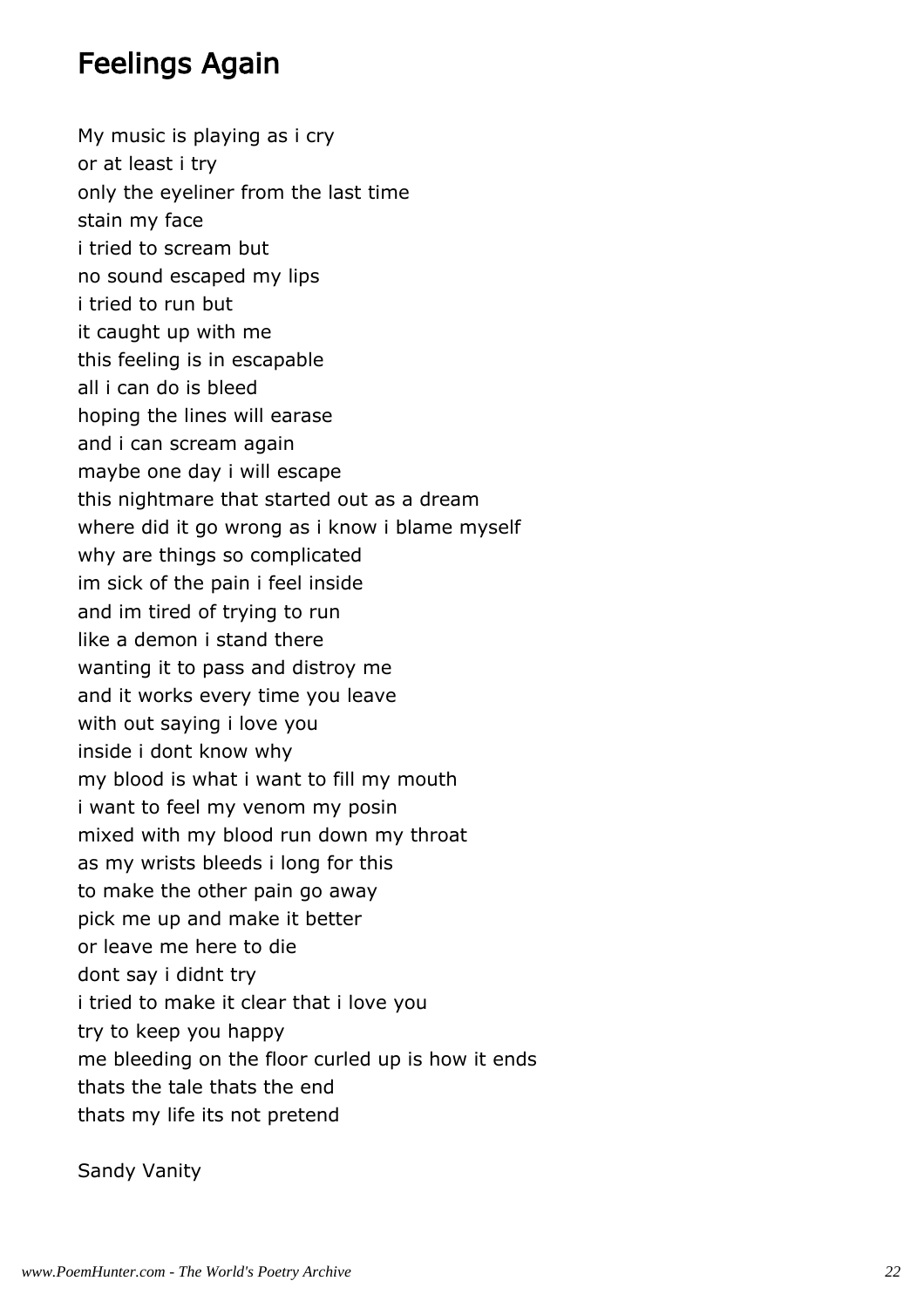# Feelings Again

My music is playing as i cry
or at least i try
only the eyeliner from the last time
stain my face
i tried to scream but
no sound escaped my lips
i tried to run but
it caught up with me
this feeling is in escapable
all i can do is bleed
hoping the lines will earase
and i can scream again
maybe one day i will escape
this nightmare that started out as a dream
where did it go wrong as i know i blame myself
why are things so complicated
im sick of the pain i feel inside
and im tired of trying to run
like a demon i stand there
wanting it to pass and distroy me
and it works every time you leave
with out saying i love you
inside i dont know why
my blood is what i want to fill my mouth
i want to feel my venom my posin
mixed with my blood run down my throat
as my wrists bleeds i long for this
to make the other pain go away
pick me up and make it better
or leave me here to die
dont say i didnt try
i tried to make it clear that i love you
try to keep you happy
me bleeding on the floor curled up is how it ends
thats the tale thats the end
thats my life its not pretend

Sandy Vanity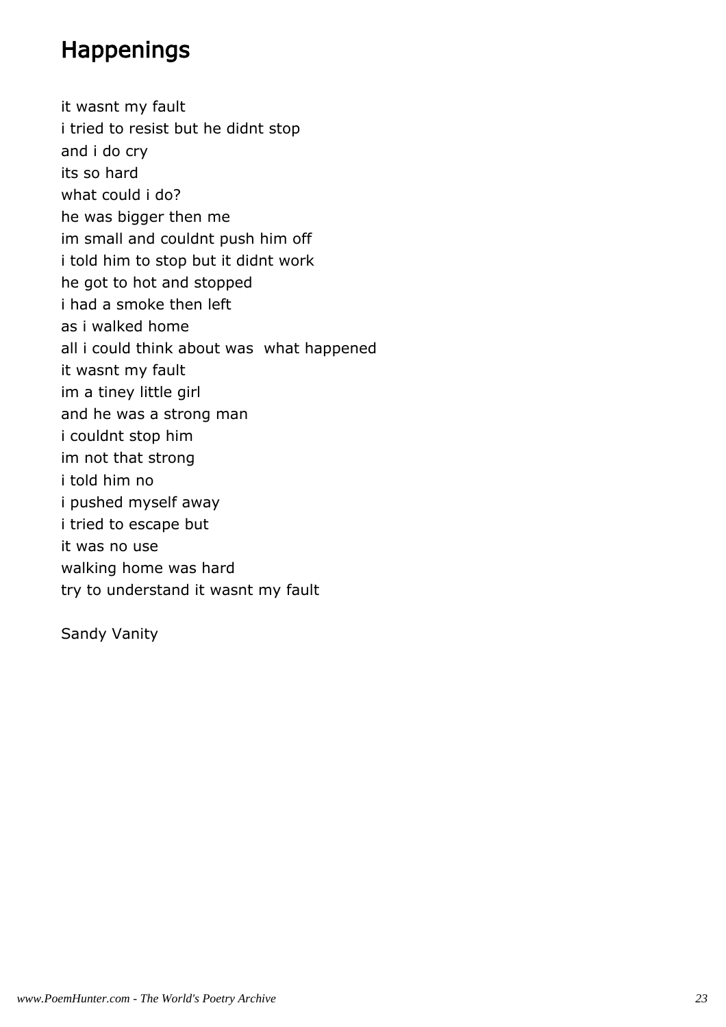# Happenings

it wasnt my fault
i tried to resist but he didnt stop
and i do cry
its so hard
what could i do?
he was bigger then me
im small and couldnt push him off
i told him to stop but it didnt work
he got to hot and stopped
i had a smoke then left
as i walked home
all i could think about was  what happened
it wasnt my fault
im a tiney little girl
and he was a strong man
i couldnt stop him
im not that strong
i told him no
i pushed myself away
i tried to escape but
it was no use
walking home was hard
try to understand it wasnt my fault

Sandy Vanity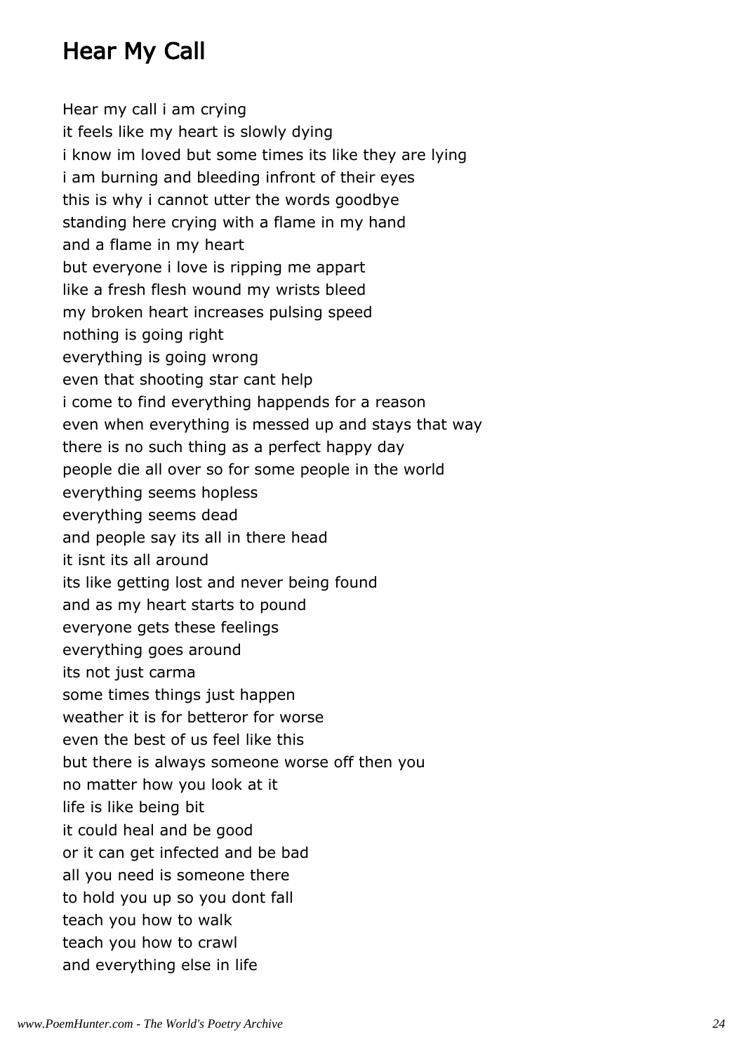# Hear My Call

Hear my call i am crying  
it feels like my heart is slowly dying  
i know im loved but some times its like they are lying  
i am burning and bleeding infront of their eyes  
this is why i cannot utter the words goodbye  
standing here crying with a flame in my hand  
and a flame in my heart  
but everyone i love is ripping me appart  
like a fresh flesh wound my wrists bleed  
my broken heart increases pulsing speed  
nothing is going right  
everything is going wrong  
even that shooting star cant help  
i come to find everything happends for a reason  
even when everything is messed up and stays that way  
there is no such thing as a perfect happy day  
people die all over so for some people in the world  
everything seems hopless  
everything seems dead  
and people say its all in there head  
it isnt its all around  
its like getting lost and never being found  
and as my heart starts to pound  
everyone gets these feelings  
everything goes around  
its not just carma  
some times things just happen  
weather it is for betteror for worse  
even the best of us feel like this  
but there is always someone worse off then you  
no matter how you look at it  
life is like being bit  
it could heal and be good  
or it can get infected and be bad  
all you need is someone there  
to hold you up so you dont fall  
teach you how to walk  
teach you how to crawl  
and everything else in life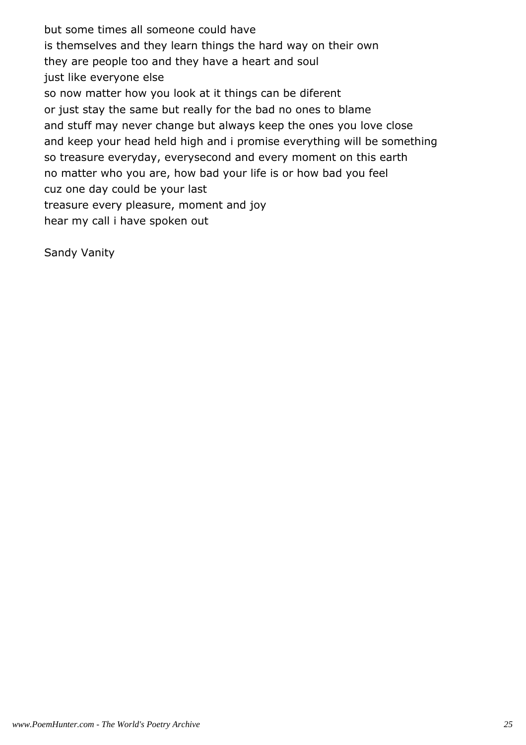but some times all someone could have
is themselves and they learn things the hard way on their own
they are people too and they have a heart and soul
just like everyone else
so now matter how you look at it things can be diferent
or just stay the same but really for the bad no ones to blame
and stuff may never change but always keep the ones you love close
and keep your head held high and i promise everything will be something
so treasure everyday, everysecond and every moment on this earth
no matter who you are, how bad your life is or how bad you feel
cuz one day could be your last
treasure every pleasure, moment and joy
hear my call i have spoken out

Sandy Vanity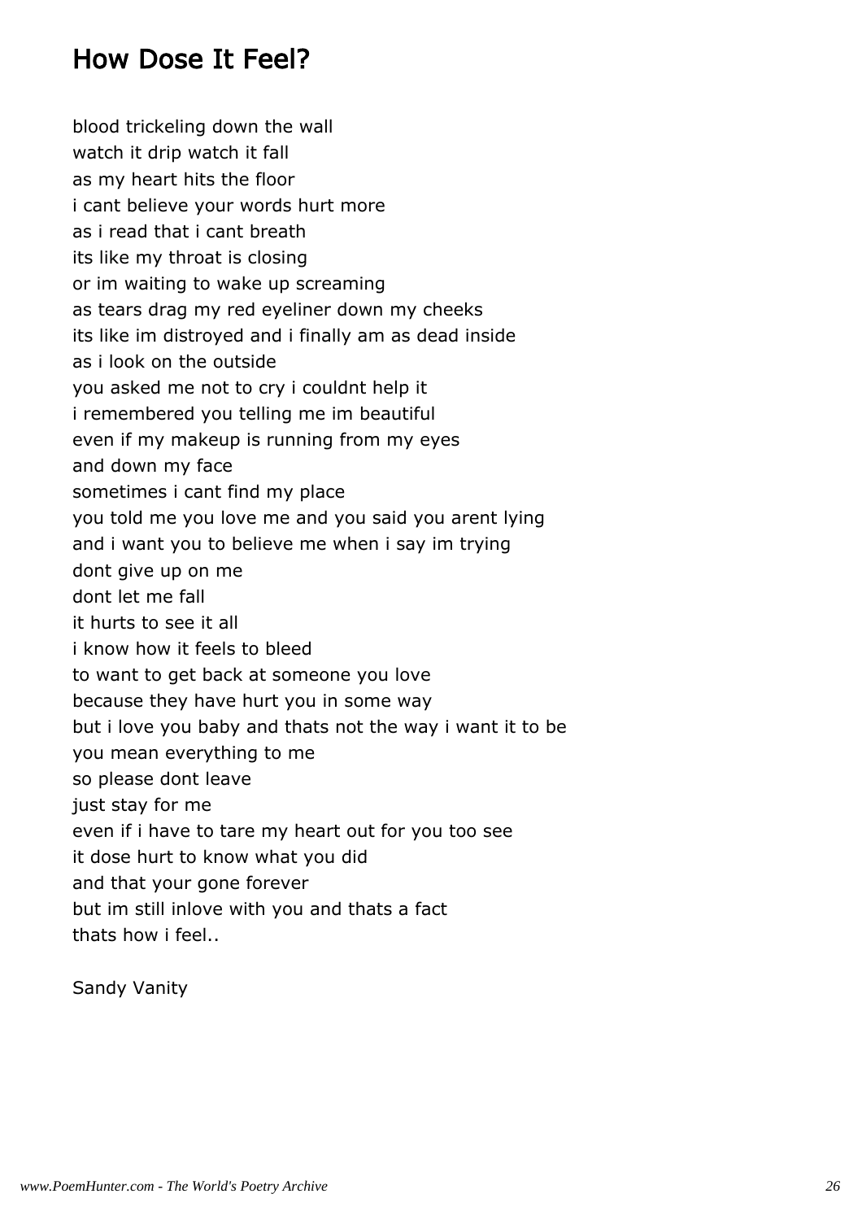## How Dose It Feel?

blood trickeling down the wall
watch it drip watch it fall
as my heart hits the floor
i cant believe your words hurt more
as i read that i cant breath
its like my throat is closing
or im waiting to wake up screaming
as tears drag my red eyeliner down my cheeks
its like im distroyed and i finally am as dead inside
as i look on the outside
you asked me not to cry i couldnt help it
i remembered you telling me im beautiful
even if my makeup is running from my eyes
and down my face
sometimes i cant find my place
you told me you love me and you said you arent lying
and i want you to believe me when i say im trying
dont give up on me
dont let me fall
it hurts to see it all
i know how it feels to bleed
to want to get back at someone you love
because they have hurt you in some way
but i love you baby and thats not the way i want it to be
you mean everything to me
so please dont leave
just stay for me
even if i have to tare my heart out for you too see
it dose hurt to know what you did
and that your gone forever
but im still inlove with you and thats a fact
thats how i feel..

Sandy Vanity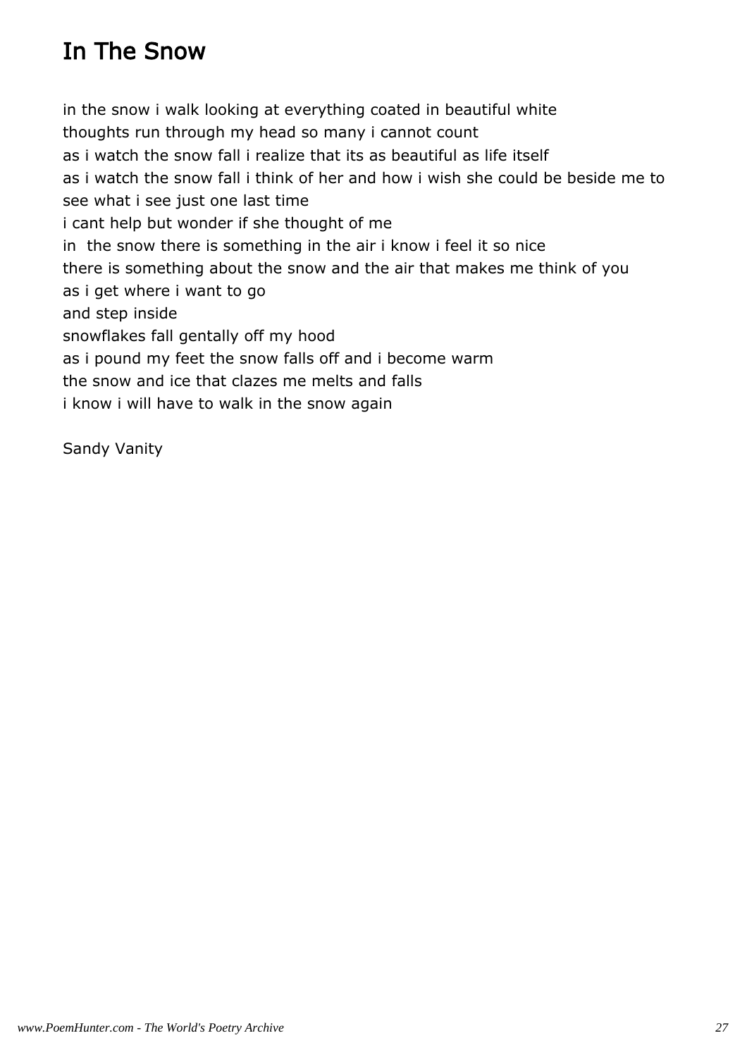# In The Snow

in the snow i walk looking at everything coated in beautiful white  
thoughts run through my head so many i cannot count  
as i watch the snow fall i realize that its as beautiful as life itself  
as i watch the snow fall i think of her and how i wish she could be beside me to see what i see just one last time  
i cant help but wonder if she thought of me  
in  the snow there is something in the air i know i feel it so nice  
there is something about the snow and the air that makes me think of you  
as i get where i want to go  
and step inside  
snowflakes fall gentally off my hood  
as i pound my feet the snow falls off and i become warm  
the snow and ice that clazes me melts and falls  
i know i will have to walk in the snow again

Sandy Vanity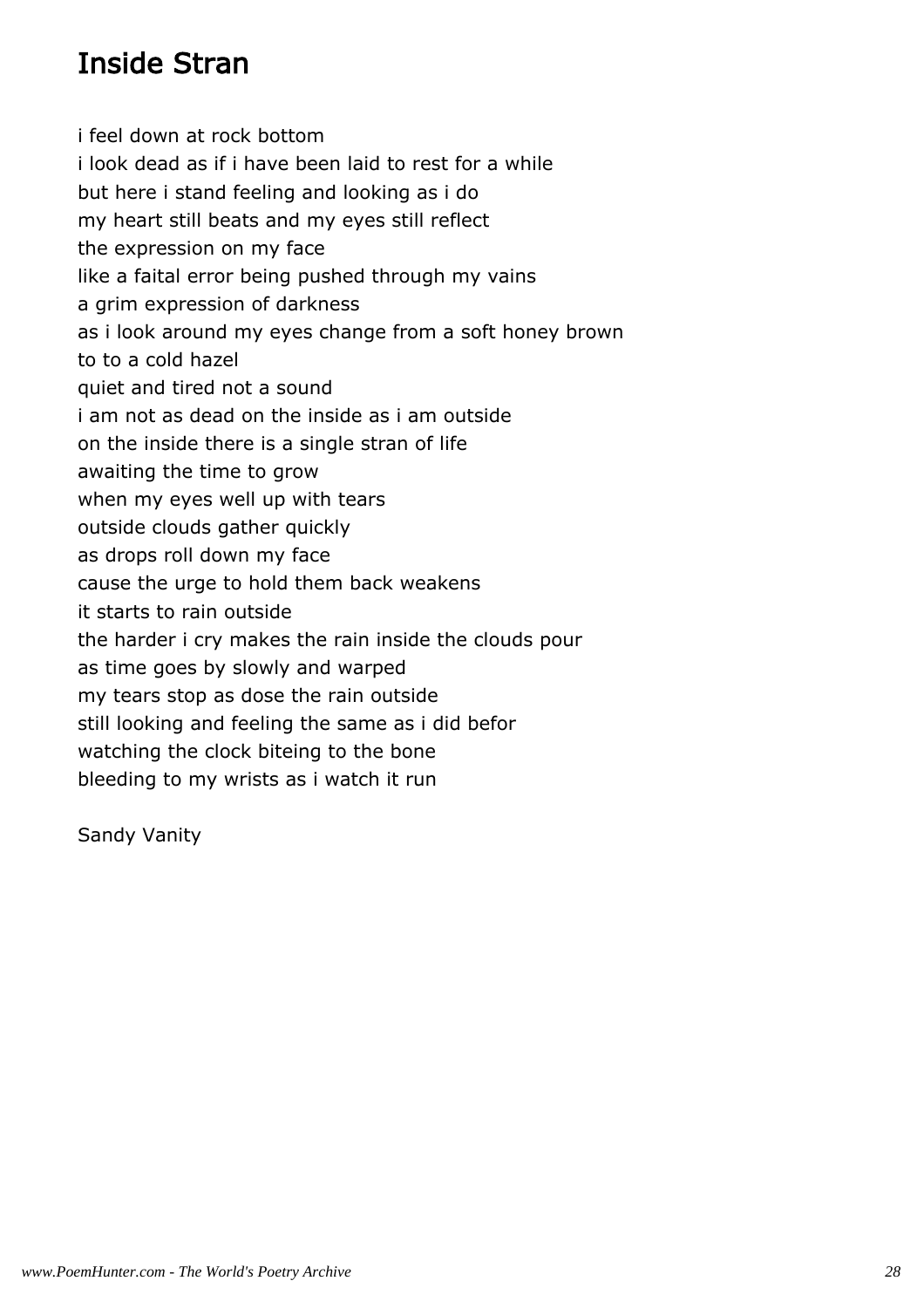# Inside Stran

i feel down at rock bottom
i look dead as if i have been laid to rest for a while
but here i stand feeling and looking as i do
my heart still beats and my eyes still reflect
the expression on my face
like a faital error being pushed through my vains
a grim expression of darkness
as i look around my eyes change from a soft honey brown
to to a cold hazel
quiet and tired not a sound
i am not as dead on the inside as i am outside
on the inside there is a single stran of life
awaiting the time to grow
when my eyes well up with tears
outside clouds gather quickly
as drops roll down my face
cause the urge to hold them back weakens
it starts to rain outside
the harder i cry makes the rain inside the clouds pour
as time goes by slowly and warped
my tears stop as dose the rain outside
still looking and feeling the same as i did befor
watching the clock biteing to the bone
bleeding to my wrists as i watch it run

Sandy Vanity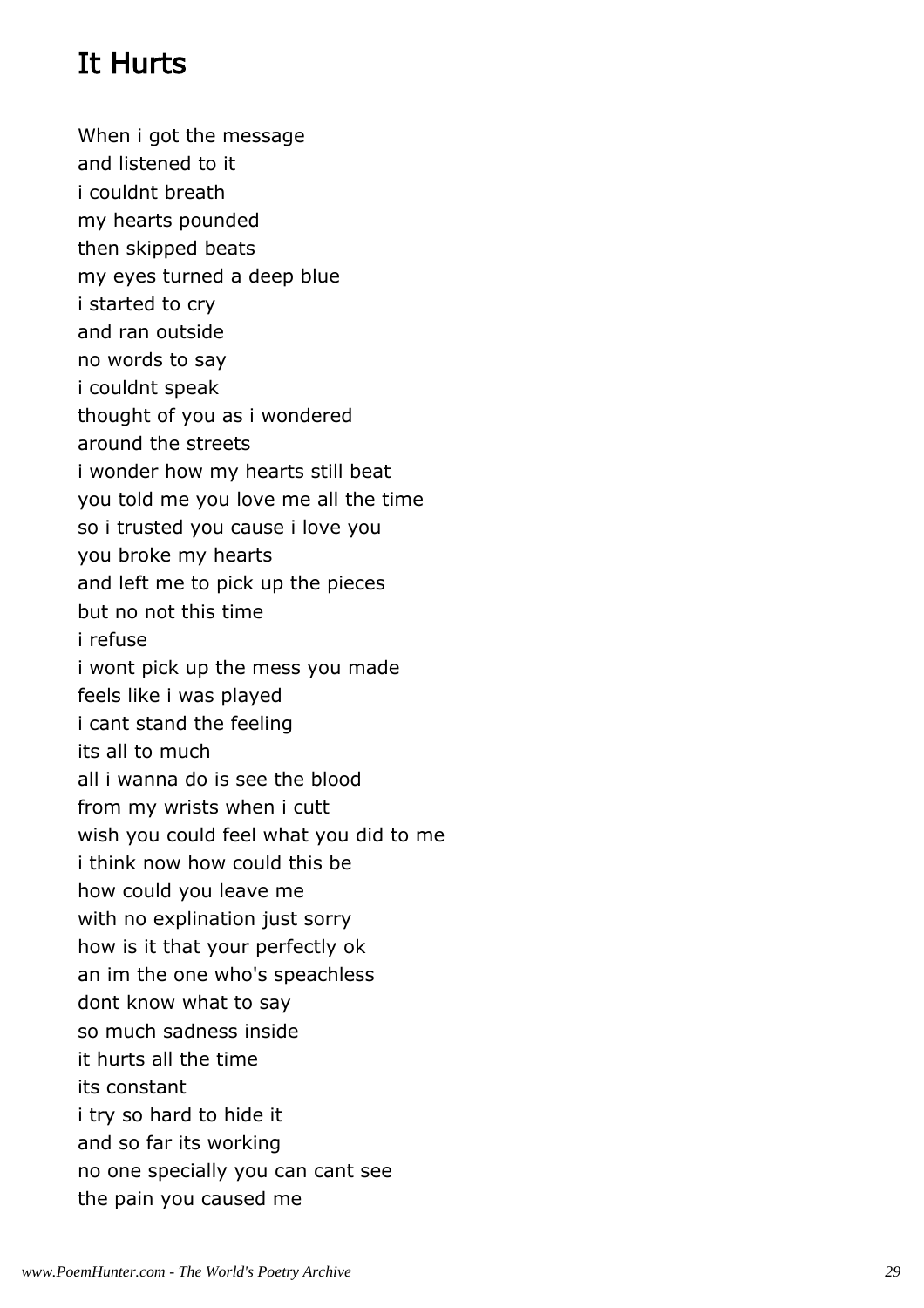# It Hurts

When i got the message
and listened to it
i couldnt breath
my hearts pounded
then skipped beats
my eyes turned a deep blue
i started to cry
and ran outside
no words to say
i couldnt speak
thought of you as i wondered
around the streets
i wonder how my hearts still beat
you told me you love me all the time
so i trusted you cause i love you
you broke my hearts
and left me to pick up the pieces
but no not this time
i refuse
i wont pick up the mess you made
feels like i was played
i cant stand the feeling
its all to much
all i wanna do is see the blood
from my wrists when i cutt
wish you could feel what you did to me
i think now how could this be
how could you leave me
with no explination just sorry
how is it that your perfectly ok
an im the one who's speachless
dont know what to say
so much sadness inside
it hurts all the time
its constant
i try so hard to hide it
and so far its working
no one specially you can cant see
the pain you caused me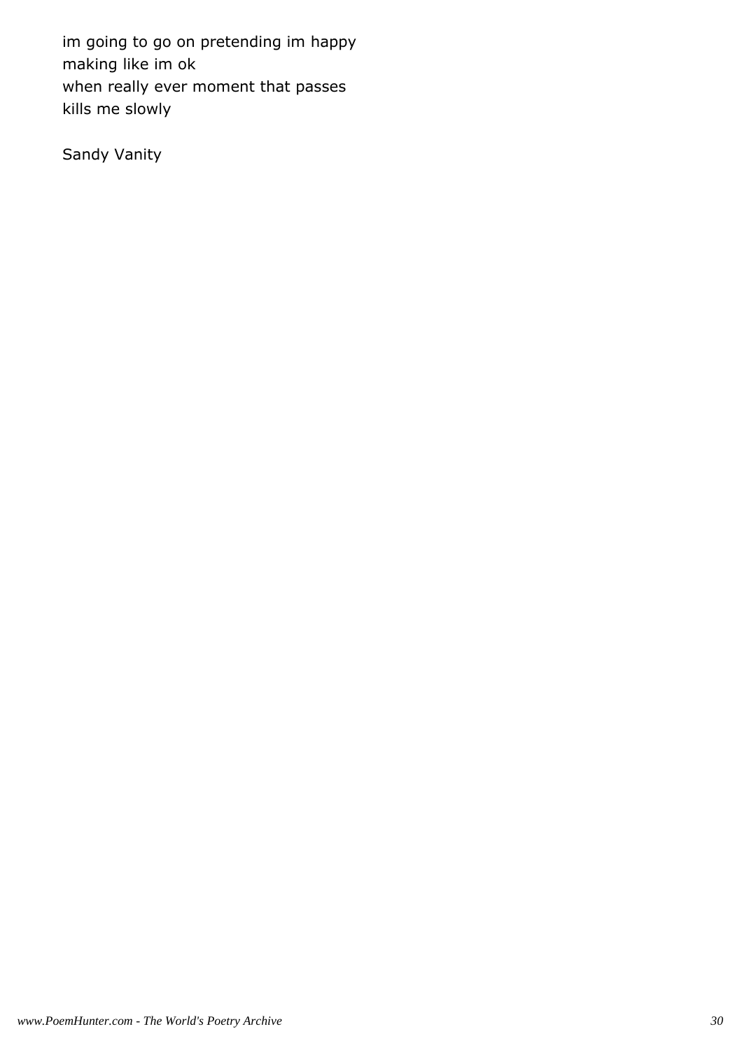im going to go on pretending im happy
making like im ok
when really ever moment that passes
kills me slowly

Sandy Vanity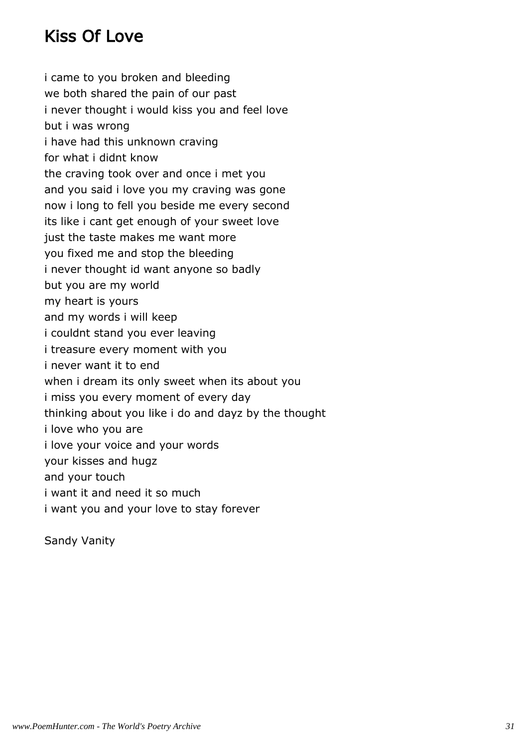# Kiss Of Love

i came to you broken and bleeding  
we both shared the pain of our past  
i never thought i would kiss you and feel love  
but i was wrong  
i have had this unknown craving  
for what i didnt know  
the craving took over and once i met you  
and you said i love you my craving was gone  
now i long to fell you beside me every second  
its like i cant get enough of your sweet love  
just the taste makes me want more  
you fixed me and stop the bleeding  
i never thought id want anyone so badly  
but you are my world  
my heart is yours  
and my words i will keep  
i couldnt stand you ever leaving  
i treasure every moment with you  
i never want it to end  
when i dream its only sweet when its about you  
i miss you every moment of every day  
thinking about you like i do and dayz by the thought  
i love who you are  
i love your voice and your words  
your kisses and hugz  
and your touch  
i want it and need it so much  
i want you and your love to stay forever

Sandy Vanity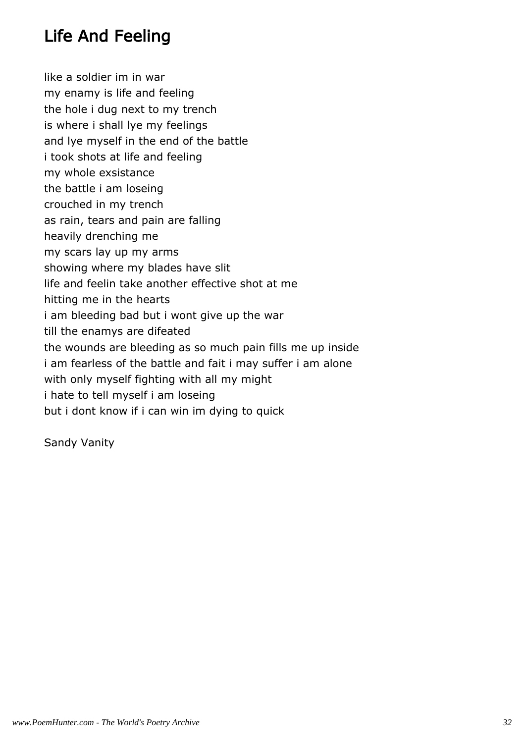# Life And Feeling

like a soldier im in war
my enamy is life and feeling
the hole i dug next to my trench
is where i shall lye my feelings
and lye myself in the end of the battle
i took shots at life and feeling
my whole exsistance
the battle i am loseing
crouched in my trench
as rain, tears and pain are falling
heavily drenching me
my scars lay up my arms
showing where my blades have slit
life and feelin take another effective shot at me
hitting me in the hearts
i am bleeding bad but i wont give up the war
till the enamys are difeated
the wounds are bleeding as so much pain fills me up inside
i am fearless of the battle and fait i may suffer i am alone
with only myself fighting with all my might
i hate to tell myself i am loseing
but i dont know if i can win im dying to quick

Sandy Vanity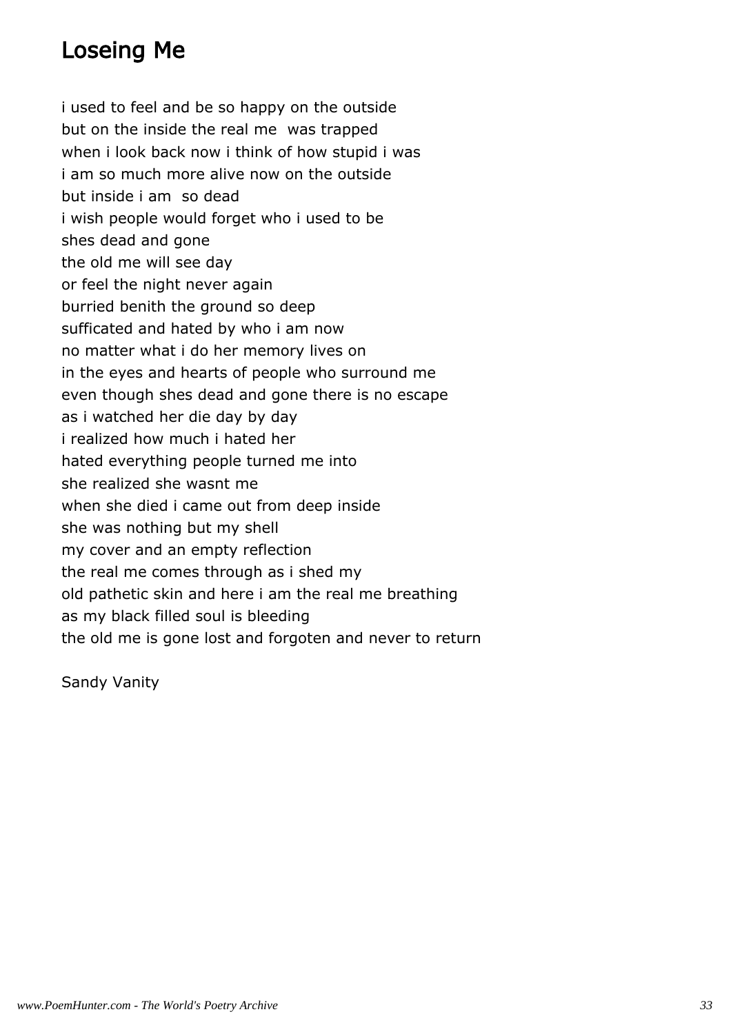# Loseing Me

i used to feel and be so happy on the outside
but on the inside the real me  was trapped
when i look back now i think of how stupid i was
i am so much more alive now on the outside
but inside i am  so dead
i wish people would forget who i used to be
shes dead and gone
the old me will see day
or feel the night never again
burried benith the ground so deep
sufficated and hated by who i am now
no matter what i do her memory lives on
in the eyes and hearts of people who surround me
even though shes dead and gone there is no escape
as i watched her die day by day
i realized how much i hated her
hated everything people turned me into
she realized she wasnt me
when she died i came out from deep inside
she was nothing but my shell
my cover and an empty reflection
the real me comes through as i shed my
old pathetic skin and here i am the real me breathing
as my black filled soul is bleeding
the old me is gone lost and forgoten and never to return

Sandy Vanity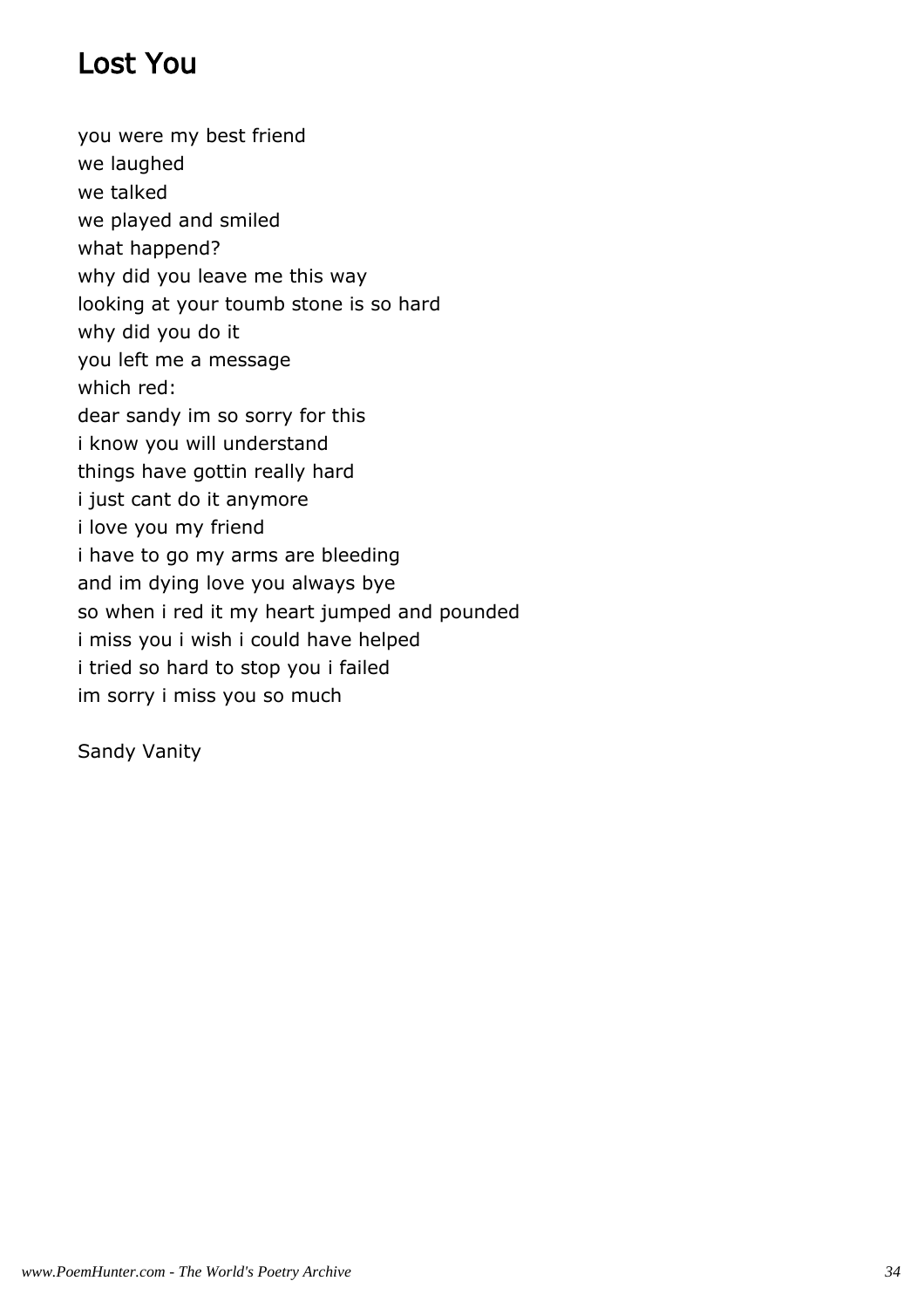# Lost You

you were my best friend  
we laughed  
we talked  
we played and smiled  
what happend?  
why did you leave me this way  
looking at your toumb stone is so hard  
why did you do it  
you left me a message  
which red:  
dear sandy im so sorry for this  
i know you will understand  
things have gottin really hard  
i just cant do it anymore  
i love you my friend  
i have to go my arms are bleeding  
and im dying love you always bye  
so when i red it my heart jumped and pounded  
i miss you i wish i could have helped  
i tried so hard to stop you i failed  
im sorry i miss you so much

Sandy Vanity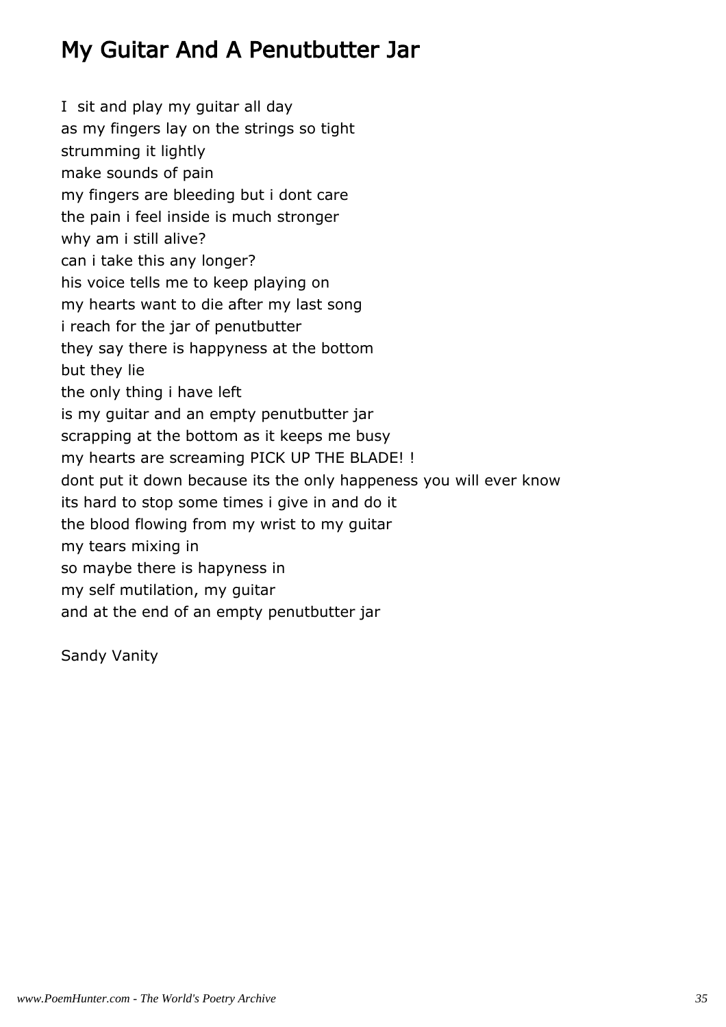# My Guitar And A Penutbutter Jar

I sit and play my guitar all day
as my fingers lay on the strings so tight
strumming it lightly
make sounds of pain
my fingers are bleeding but i dont care
the pain i feel inside is much stronger
why am i still alive?
can i take this any longer?
his voice tells me to keep playing on
my hearts want to die after my last song
i reach for the jar of penutbutter
they say there is happyness at the bottom
but they lie
the only thing i have left
is my guitar and an empty penutbutter jar
scrapping at the bottom as it keeps me busy
my hearts are screaming PICK UP THE BLADE! !
dont put it down because its the only happeness you will ever know
its hard to stop some times i give in and do it
the blood flowing from my wrist to my guitar
my tears mixing in
so maybe there is hapyness in
my self mutilation, my guitar
and at the end of an empty penutbutter jar

Sandy Vanity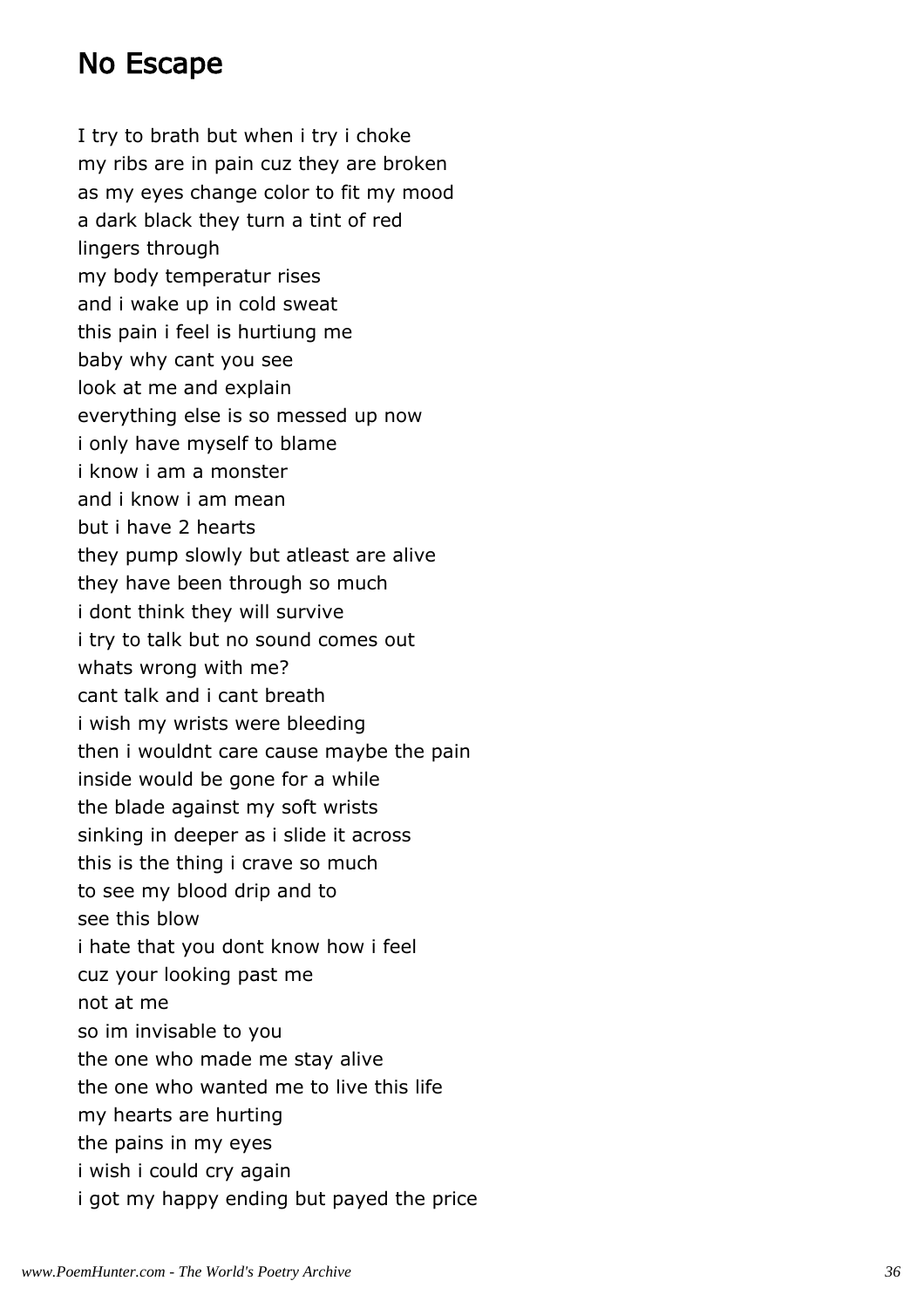## No Escape

I try to brath but when i try i choke
my ribs are in pain cuz they are broken
as my eyes change color to fit my mood
a dark black they turn a tint of red
lingers through
my body temperatur rises
and i wake up in cold sweat
this pain i feel is hurtiung me
baby why cant you see
look at me and explain
everything else is so messed up now
i only have myself to blame
i know i am a monster
and i know i am mean
but i have 2 hearts
they pump slowly but atleast are alive
they have been through so much
i dont think they will survive
i try to talk but no sound comes out
whats wrong with me?
cant talk and i cant breath
i wish my wrists were bleeding
then i wouldnt care cause maybe the pain
inside would be gone for a while
the blade against my soft wrists
sinking in deeper as i slide it across
this is the thing i crave so much
to see my blood drip and to
see this blow
i hate that you dont know how i feel
cuz your looking past me
not at me
so im invisable to you
the one who made me stay alive
the one who wanted me to live this life
my hearts are hurting
the pains in my eyes
i wish i could cry again
i got my happy ending but payed the price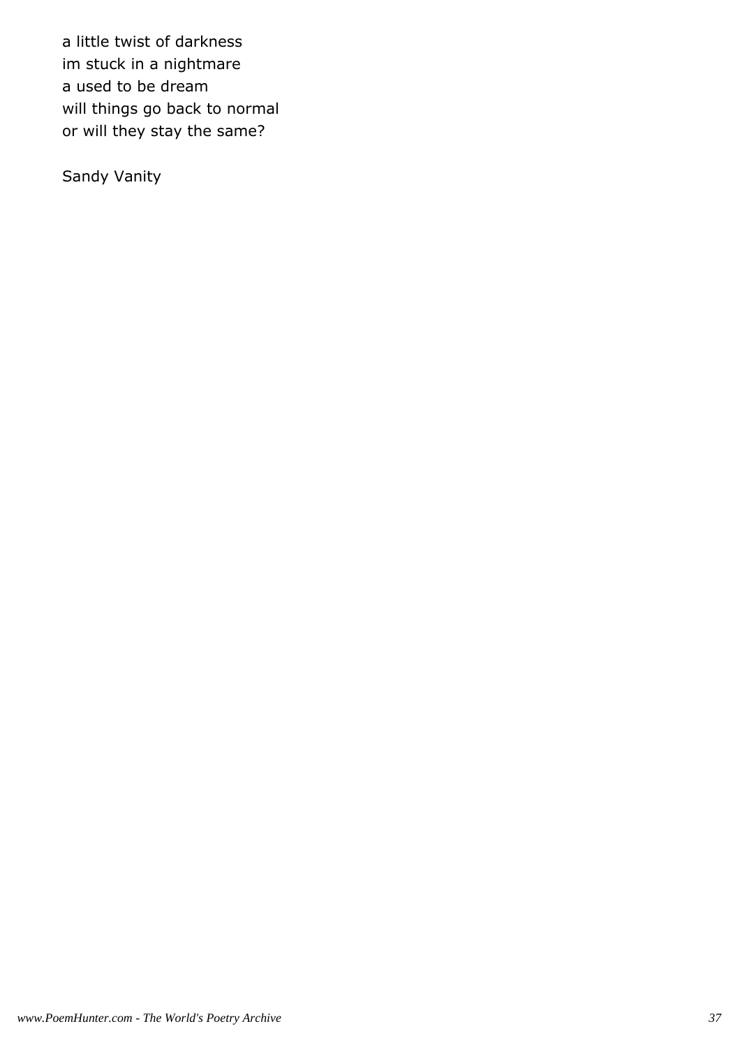a little twist of darkness  
im stuck in a nightmare  
a used to be dream  
will things go back to normal  
or will they stay the same?

Sandy Vanity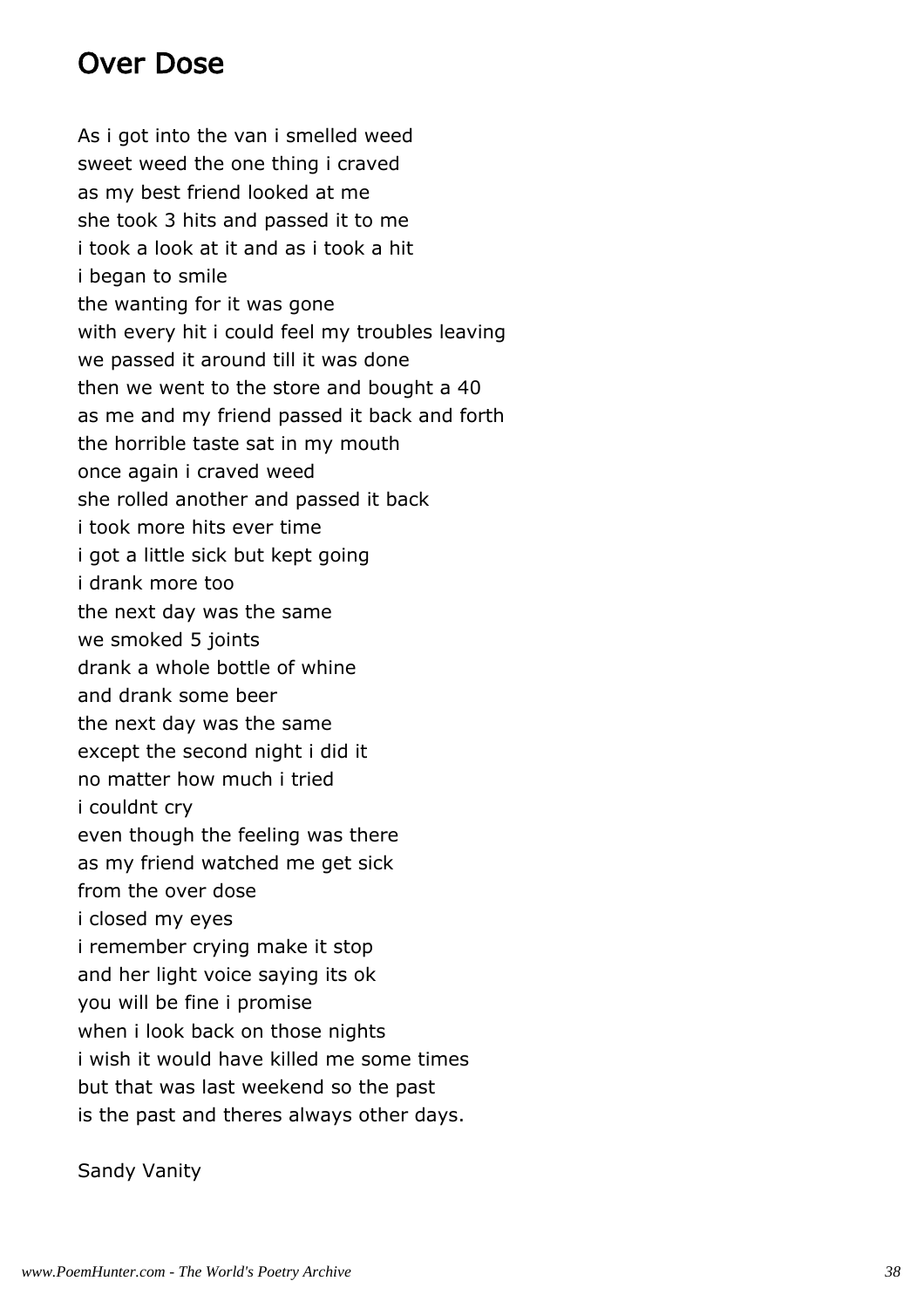# Over Dose

As i got into the van i smelled weed  
sweet weed the one thing i craved  
as my best friend looked at me  
she took 3 hits and passed it to me  
i took a look at it and as i took a hit  
i began to smile  
the wanting for it was gone  
with every hit i could feel my troubles leaving  
we passed it around till it was done  
then we went to the store and bought a 40  
as me and my friend passed it back and forth  
the horrible taste sat in my mouth  
once again i craved weed  
she rolled another and passed it back  
i took more hits ever time  
i got a little sick but kept going  
i drank more too  
the next day was the same  
we smoked 5 joints  
drank a whole bottle of whine  
and drank some beer  
the next day was the same  
except the second night i did it  
no matter how much i tried  
i couldnt cry  
even though the feeling was there  
as my friend watched me get sick  
from the over dose  
i closed my eyes  
i remember crying make it stop  
and her light voice saying its ok  
you will be fine i promise  
when i look back on those nights  
i wish it would have killed me some times  
but that was last weekend so the past  
is the past and theres always other days.

Sandy Vanity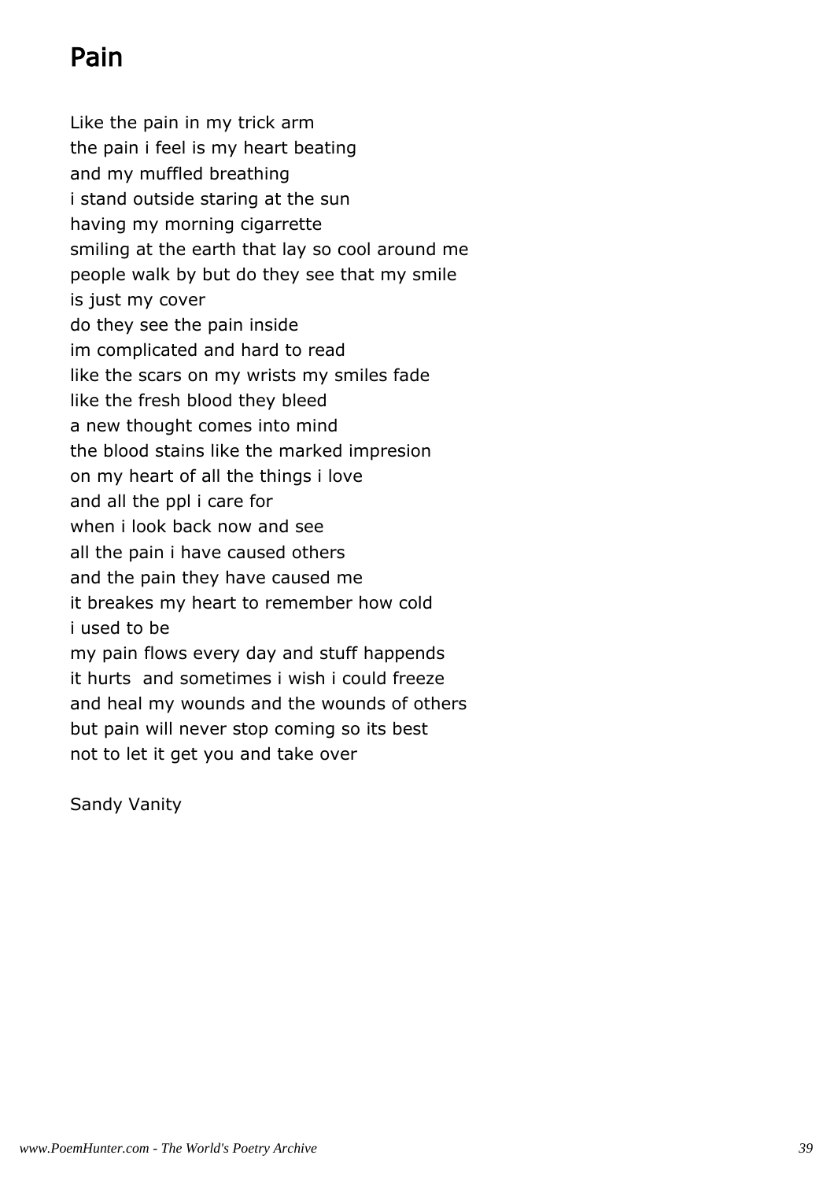# Pain

Like the pain in my trick arm
the pain i feel is my heart beating
and my muffled breathing
i stand outside staring at the sun
having my morning cigarrette
smiling at the earth that lay so cool around me
people walk by but do they see that my smile
is just my cover
do they see the pain inside
im complicated and hard to read
like the scars on my wrists my smiles fade
like the fresh blood they bleed
a new thought comes into mind
the blood stains like the marked impresion
on my heart of all the things i love
and all the ppl i care for
when i look back now and see
all the pain i have caused others
and the pain they have caused me
it breakes my heart to remember how cold
i used to be
my pain flows every day and stuff happends
it hurts  and sometimes i wish i could freeze
and heal my wounds and the wounds of others
but pain will never stop coming so its best
not to let it get you and take over

Sandy Vanity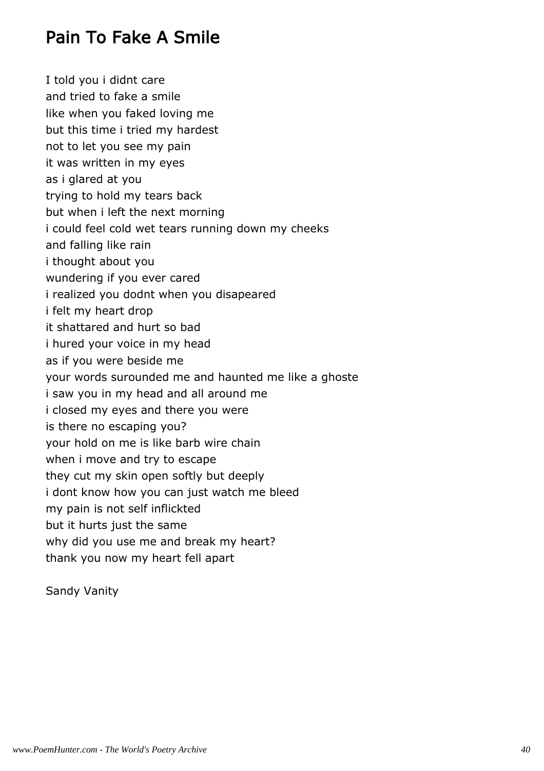## Pain To Fake A Smile

I told you i didnt care
and tried to fake a smile
like when you faked loving me
but this time i tried my hardest
not to let you see my pain
it was written in my eyes
as i glared at you
trying to hold my tears back
but when i left the next morning
i could feel cold wet tears running down my cheeks
and falling like rain
i thought about you
wundering if you ever cared
i realized you dodnt when you disapeared
i felt my heart drop
it shattared and hurt so bad
i hured your voice in my head
as if you were beside me
your words surounded me and haunted me like a ghoste
i saw you in my head and all around me
i closed my eyes and there you were
is there no escaping you?
your hold on me is like barb wire chain
when i move and try to escape
they cut my skin open softly but deeply
i dont know how you can just watch me bleed
my pain is not self inflickted
but it hurts just the same
why did you use me and break my heart?
thank you now my heart fell apart

Sandy Vanity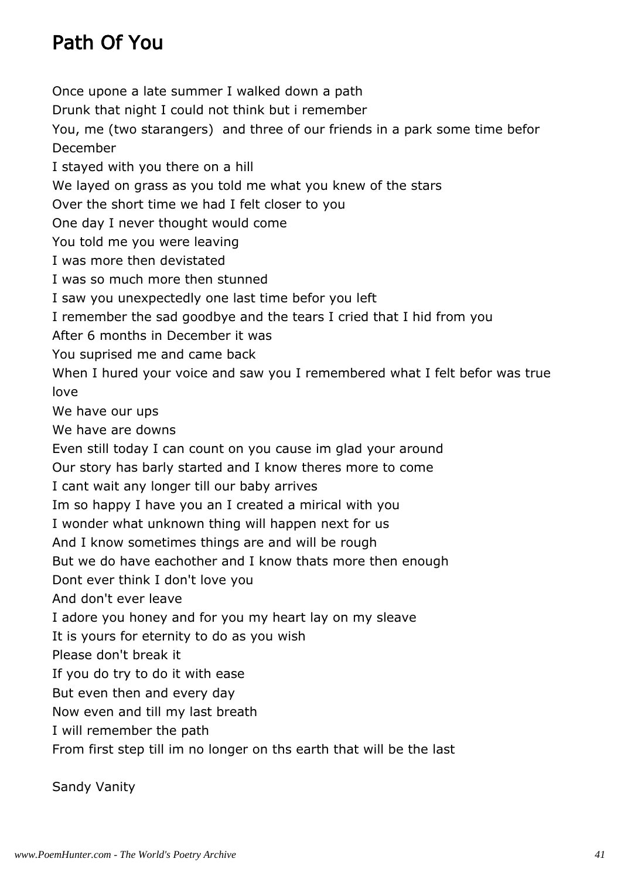# Path Of You

Once upone a late summer I walked down a path
Drunk that night I could not think but i remember
You, me (two starangers) and three of our friends in a park some time befor December
I stayed with you there on a hill
We layed on grass as you told me what you knew of the stars
Over the short time we had I felt closer to you
One day I never thought would come
You told me you were leaving
I was more then devistated
I was so much more then stunned
I saw you unexpectedly one last time befor you left
I remember the sad goodbye and the tears I cried that I hid from you
After 6 months in December it was
You suprised me and came back
When I hured your voice and saw you I remembered what I felt befor was true love
We have our ups
We have are downs
Even still today I can count on you cause im glad your around
Our story has barly started and I know theres more to come
I cant wait any longer till our baby arrives
Im so happy I have you an I created a mirical with you
I wonder what unknown thing will happen next for us
And I know sometimes things are and will be rough
But we do have eachother and I know thats more then enough
Dont ever think I don't love you
And don't ever leave
I adore you honey and for you my heart lay on my sleave
It is yours for eternity to do as you wish
Please don't break it
If you do try to do it with ease
But even then and every day
Now even and till my last breath
I will remember the path
From first step till im no longer on ths earth that will be the last

Sandy Vanity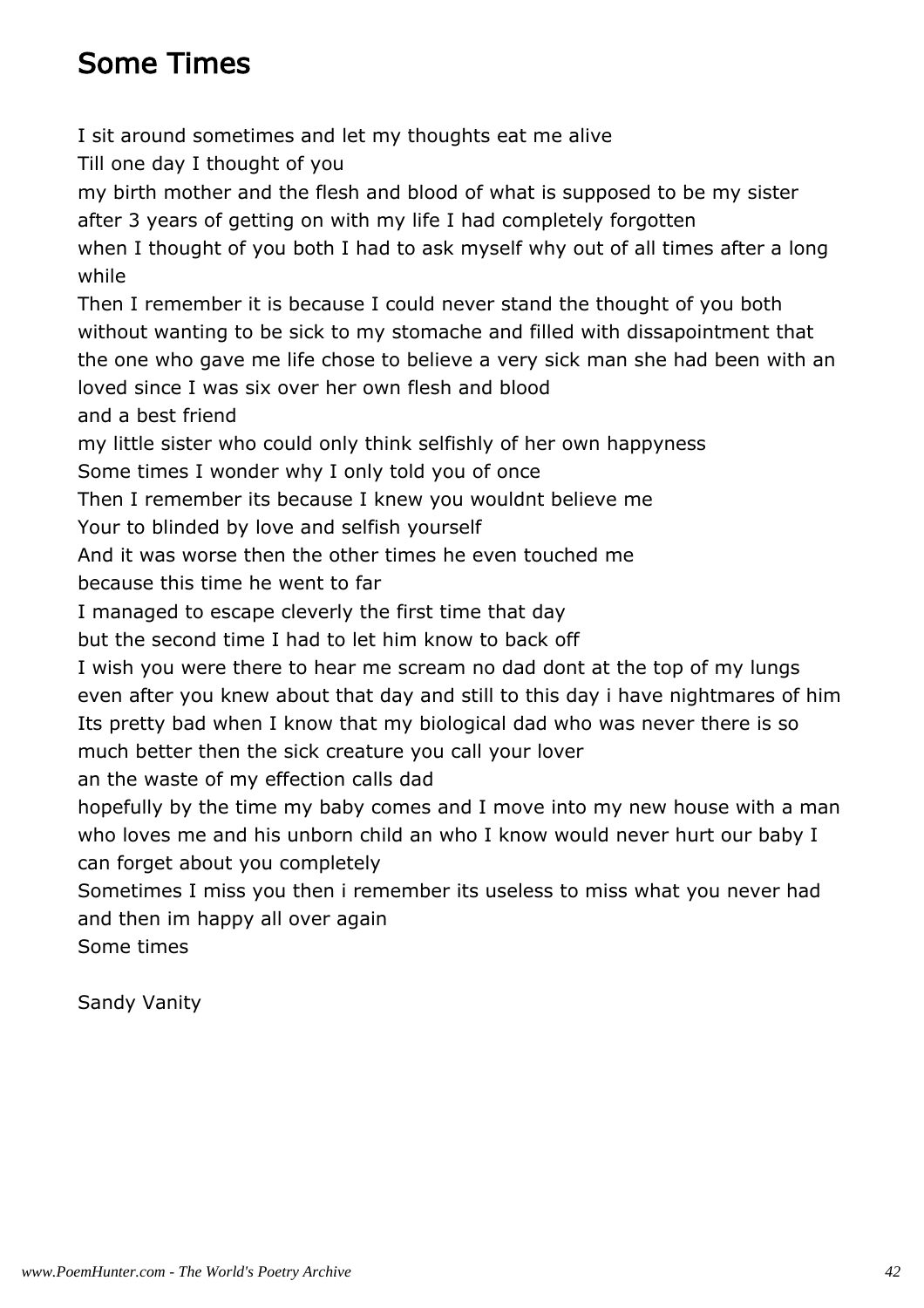## Some Times

I sit around sometimes and let my thoughts eat me alive  
Till one day I thought of you  
my birth mother and the flesh and blood of what is supposed to be my sister  
after 3 years of getting on with my life I had completely forgotten  
when I thought of you both I had to ask myself why out of all times after a long while  
Then I remember it is because I could never stand the thought of you both without wanting to be sick to my stomache and filled with dissapointment that the one who gave me life chose to believe a very sick man she had been with an loved since I was six over her own flesh and blood  
and a best friend  
my little sister who could only think selfishly of her own happyness  
Some times I wonder why I only told you of once  
Then I remember its because I knew you wouldnt believe me  
Your to blinded by love and selfish yourself  
And it was worse then the other times he even touched me  
because this time he went to far  
I managed to escape cleverly the first time that day  
but the second time I had to let him know to back off  
I wish you were there to hear me scream no dad dont at the top of my lungs  
even after you knew about that day and still to this day i have nightmares of him  
Its pretty bad when I know that my biological dad who was never there is so much better then the sick creature you call your lover  
an the waste of my effection calls dad  
hopefully by the time my baby comes and I move into my new house with a man who loves me and his unborn child an who I know would never hurt our baby I can forget about you completely  
Sometimes I miss you then i remember its useless to miss what you never had and then im happy all over again  
Some times

Sandy Vanity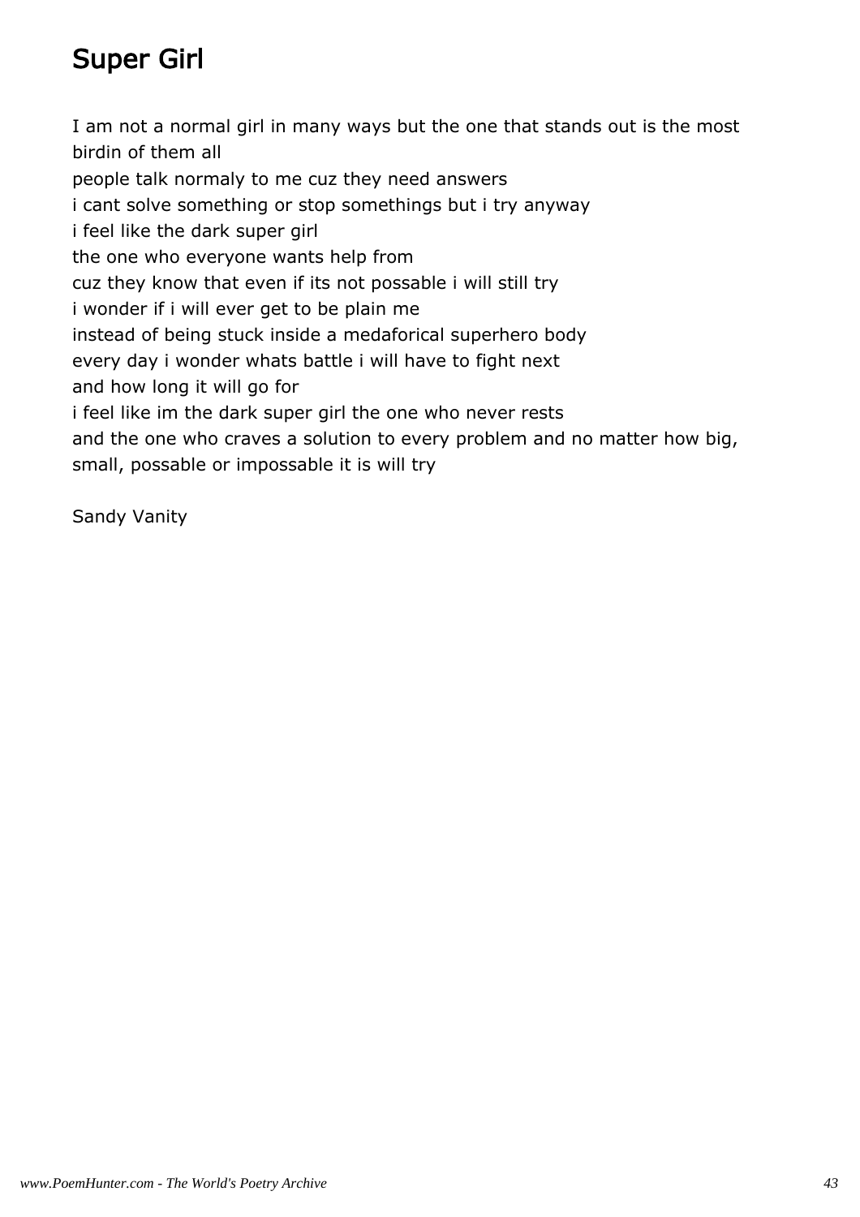# Super Girl

I am not a normal girl in many ways but the one that stands out is the most birdin of them all
people talk normaly to me cuz they need answers
i cant solve something or stop somethings but i try anyway
i feel like the dark super girl
the one who everyone wants help from
cuz they know that even if its not possable i will still try
i wonder if i will ever get to be plain me
instead of being stuck inside a medaforical superhero body
every day i wonder whats battle i will have to fight next
and how long it will go for
i feel like im the dark super girl the one who never rests
and the one who craves a solution to every problem and no matter how big, small, possable or impossable it is will try

Sandy Vanity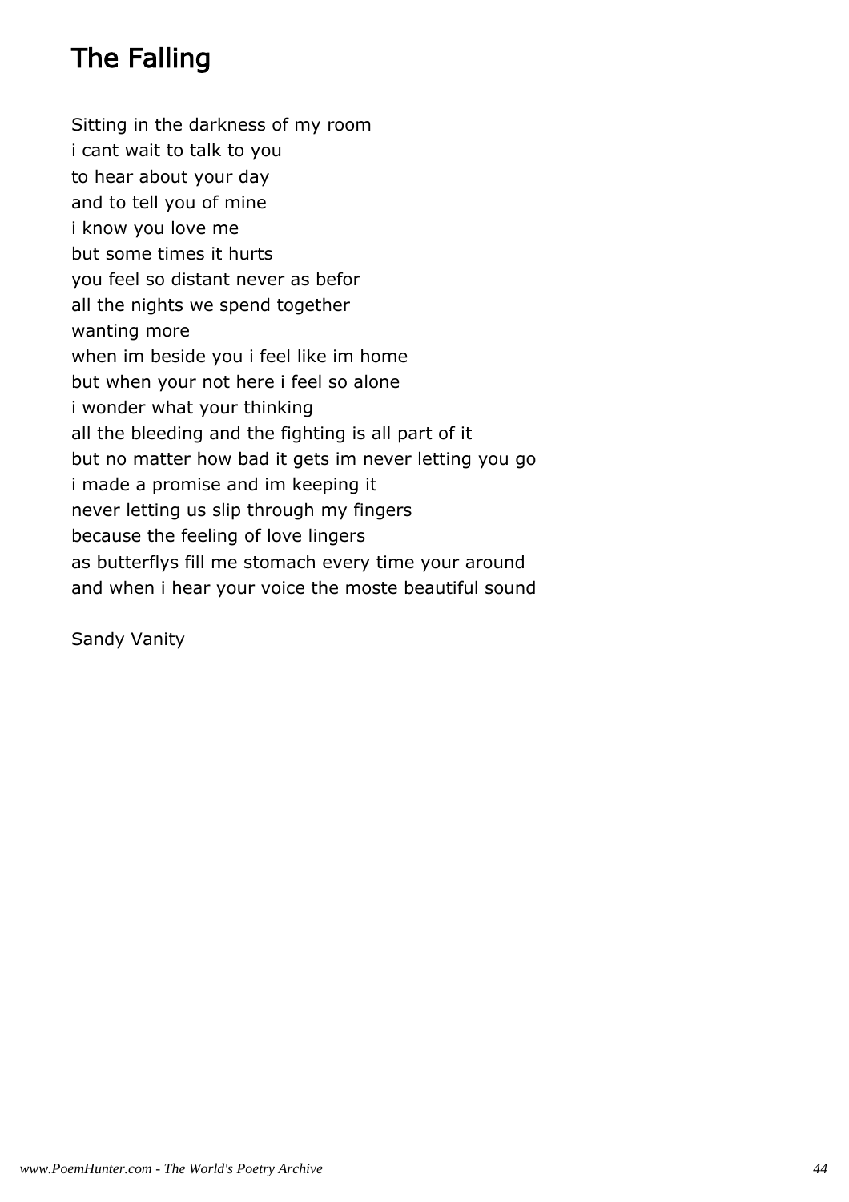## The Falling

Sitting in the darkness of my room
i cant wait to talk to you
to hear about your day
and to tell you of mine
i know you love me
but some times it hurts
you feel so distant never as befor
all the nights we spend together
wanting more
when im beside you i feel like im home
but when your not here i feel so alone
i wonder what your thinking
all the bleeding and the fighting is all part of it
but no matter how bad it gets im never letting you go
i made a promise and im keeping it
never letting us slip through my fingers
because the feeling of love lingers
as butterflys fill me stomach every time your around
and when i hear your voice the moste beautiful sound

Sandy Vanity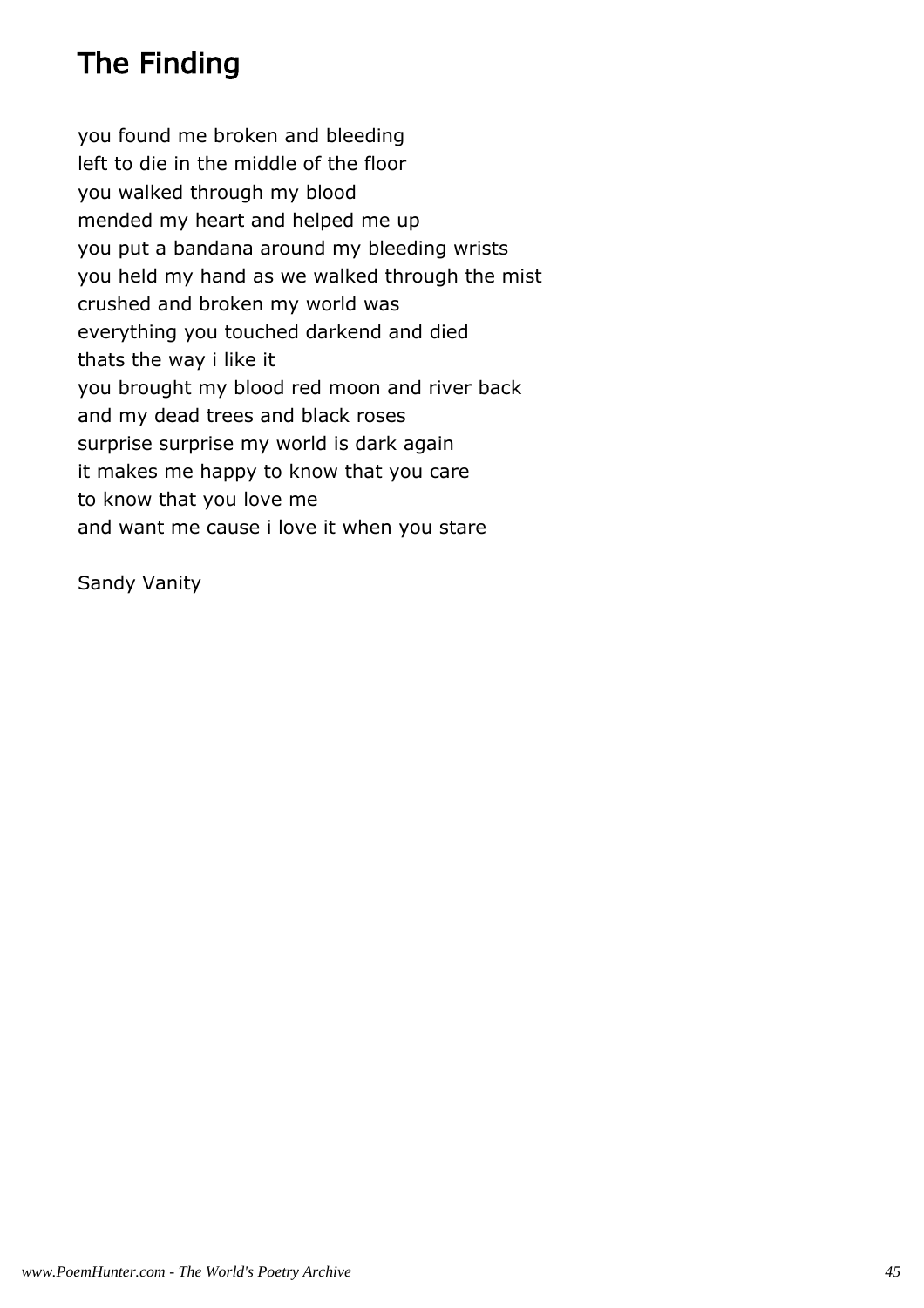# The Finding

you found me broken and bleeding
left to die in the middle of the floor
you walked through my blood
mended my heart and helped me up
you put a bandana around my bleeding wrists
you held my hand as we walked through the mist
crushed and broken my world was
everything you touched darkend and died
thats the way i like it
you brought my blood red moon and river back
and my dead trees and black roses
surprise surprise my world is dark again
it makes me happy to know that you care
to know that you love me
and want me cause i love it when you stare

Sandy Vanity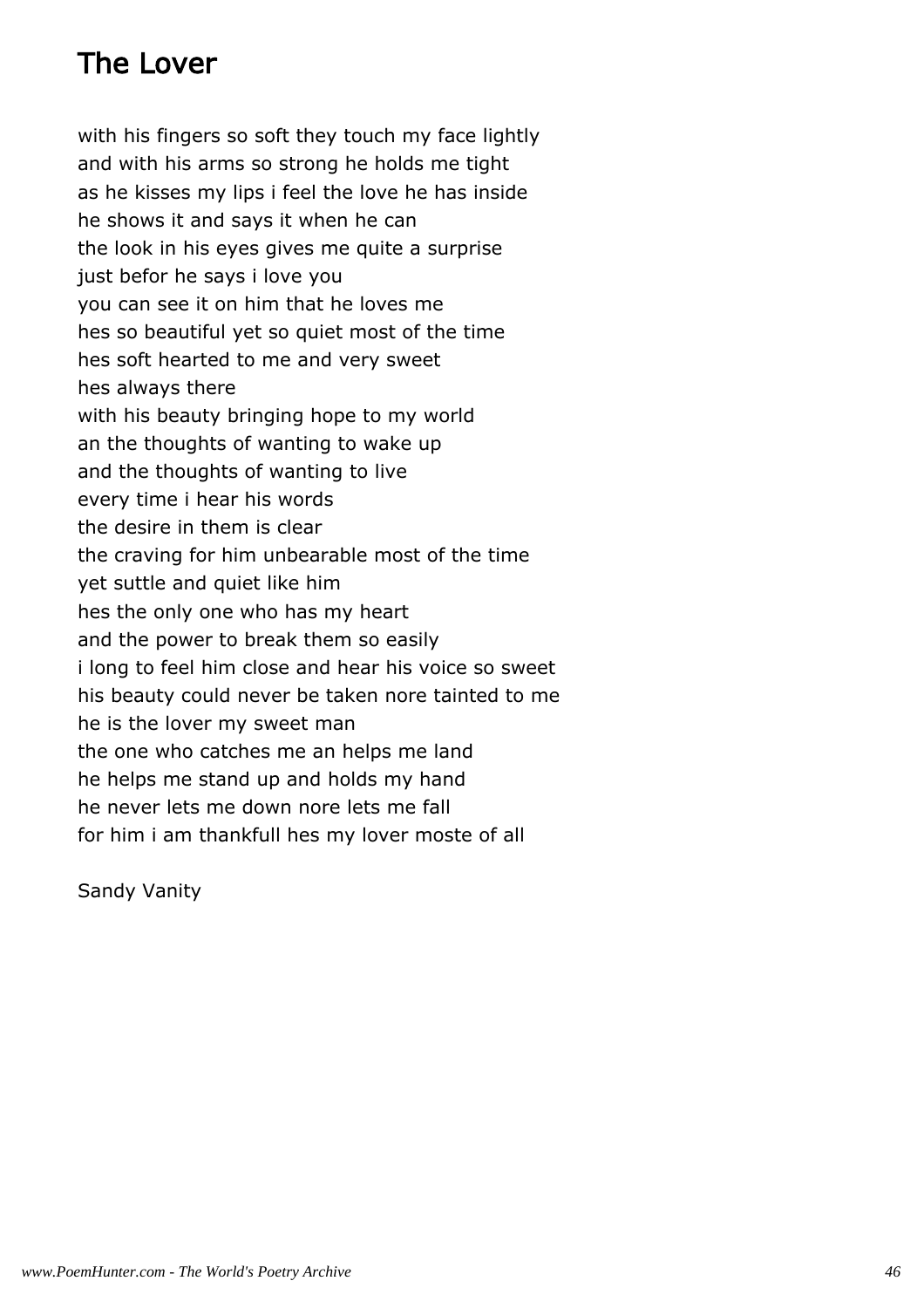# The Lover

with his fingers so soft they touch my face lightly
and with his arms so strong he holds me tight
as he kisses my lips i feel the love he has inside
he shows it and says it when he can
the look in his eyes gives me quite a surprise
just befor he says i love you
you can see it on him that he loves me
hes so beautiful yet so quiet most of the time
hes soft hearted to me and very sweet
hes always there
with his beauty bringing hope to my world
an the thoughts of wanting to wake up
and the thoughts of wanting to live
every time i hear his words
the desire in them is clear
the craving for him unbearable most of the time
yet suttle and quiet like him
hes the only one who has my heart
and the power to break them so easily
i long to feel him close and hear his voice so sweet
his beauty could never be taken nore tainted to me
he is the lover my sweet man
the one who catches me an helps me land
he helps me stand up and holds my hand
he never lets me down nore lets me fall
for him i am thankfull hes my lover moste of all

Sandy Vanity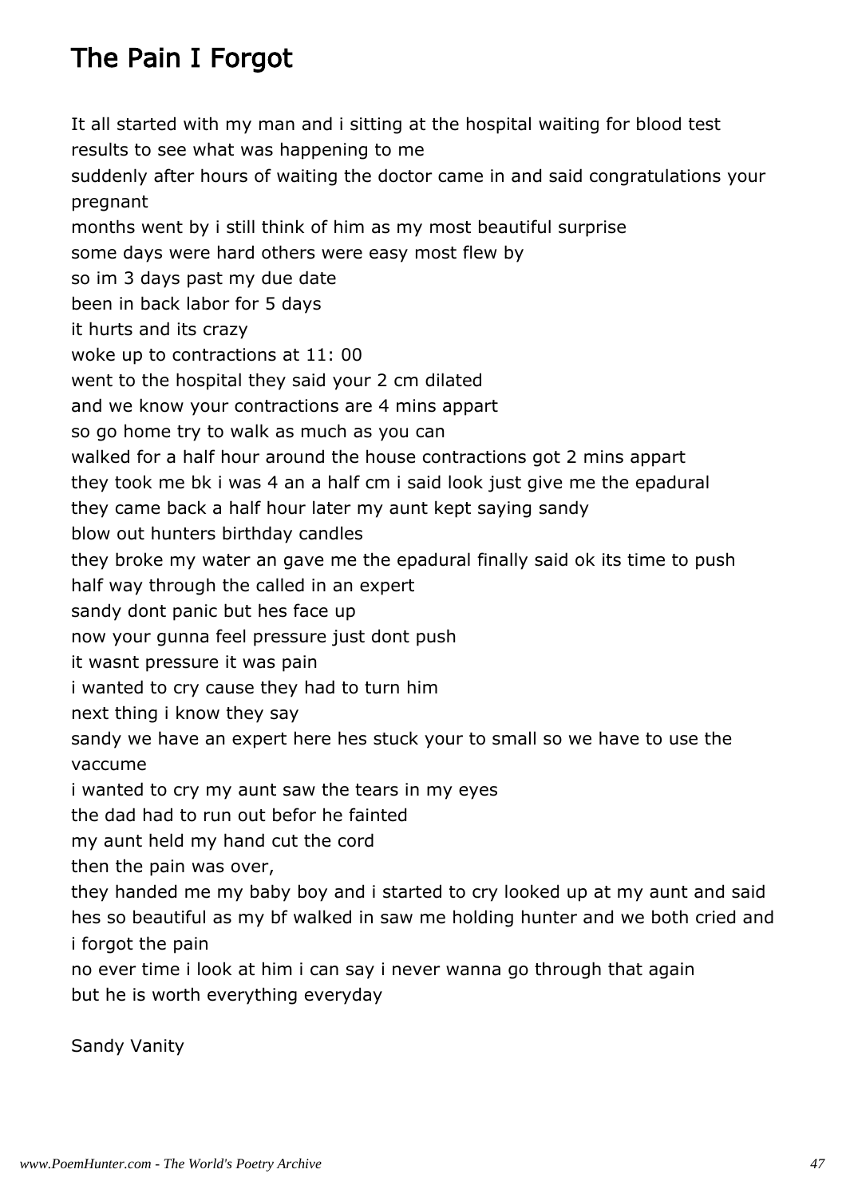# The Pain I Forgot

It all started with my man and i sitting at the hospital waiting for blood test results to see what was happening to me
suddenly after hours of waiting the doctor came in and said congratulations your pregnant
months went by i still think of him as my most beautiful surprise
some days were hard others were easy most flew by
so im 3 days past my due date
been in back labor for 5 days
it hurts and its crazy
woke up to contractions at 11: 00
went to the hospital they said your 2 cm dilated
and we know your contractions are 4 mins appart
so go home try to walk as much as you can
walked for a half hour around the house contractions got 2 mins appart
they took me bk i was 4 an a half cm i said look just give me the epadural
they came back a half hour later my aunt kept saying sandy
blow out hunters birthday candles
they broke my water an gave me the epadural finally said ok its time to push
half way through the called in an expert
sandy dont panic but hes face up
now your gunna feel pressure just dont push
it wasnt pressure it was pain
i wanted to cry cause they had to turn him
next thing i know they say
sandy we have an expert here hes stuck your to small so we have to use the vaccume
i wanted to cry my aunt saw the tears in my eyes
the dad had to run out befor he fainted
my aunt held my hand cut the cord
then the pain was over,
they handed me my baby boy and i started to cry looked up at my aunt and said hes so beautiful as my bf walked in saw me holding hunter and we both cried and i forgot the pain
no ever time i look at him i can say i never wanna go through that again
but he is worth everything everyday

Sandy Vanity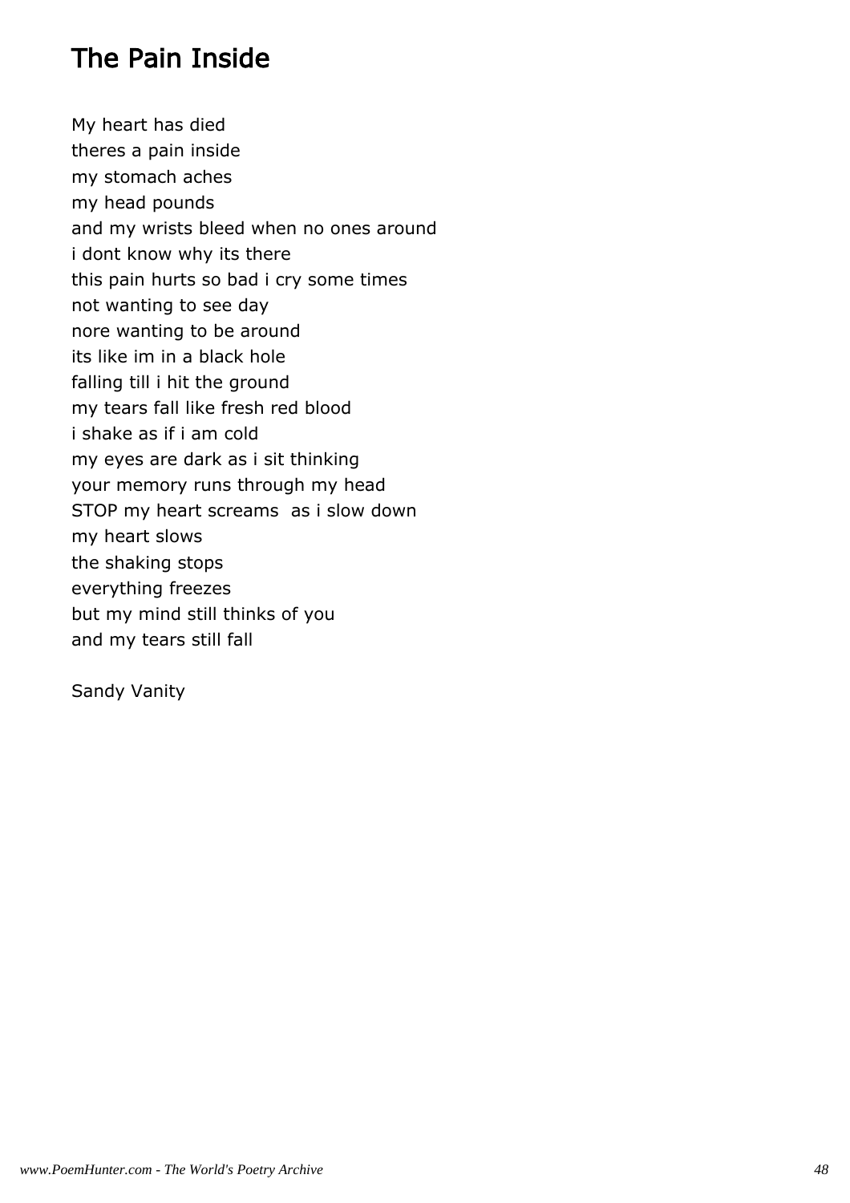# The Pain Inside

My heart has died  
theres a pain inside  
my stomach aches  
my head pounds  
and my wrists bleed when no ones around  
i dont know why its there  
this pain hurts so bad i cry some times  
not wanting to see day  
nore wanting to be around  
its like im in a black hole  
falling till i hit the ground  
my tears fall like fresh red blood  
i shake as if i am cold  
my eyes are dark as i sit thinking  
your memory runs through my head  
STOP my heart screams  as i slow down  
my heart slows  
the shaking stops  
everything freezes  
but my mind still thinks of you  
and my tears still fall

Sandy Vanity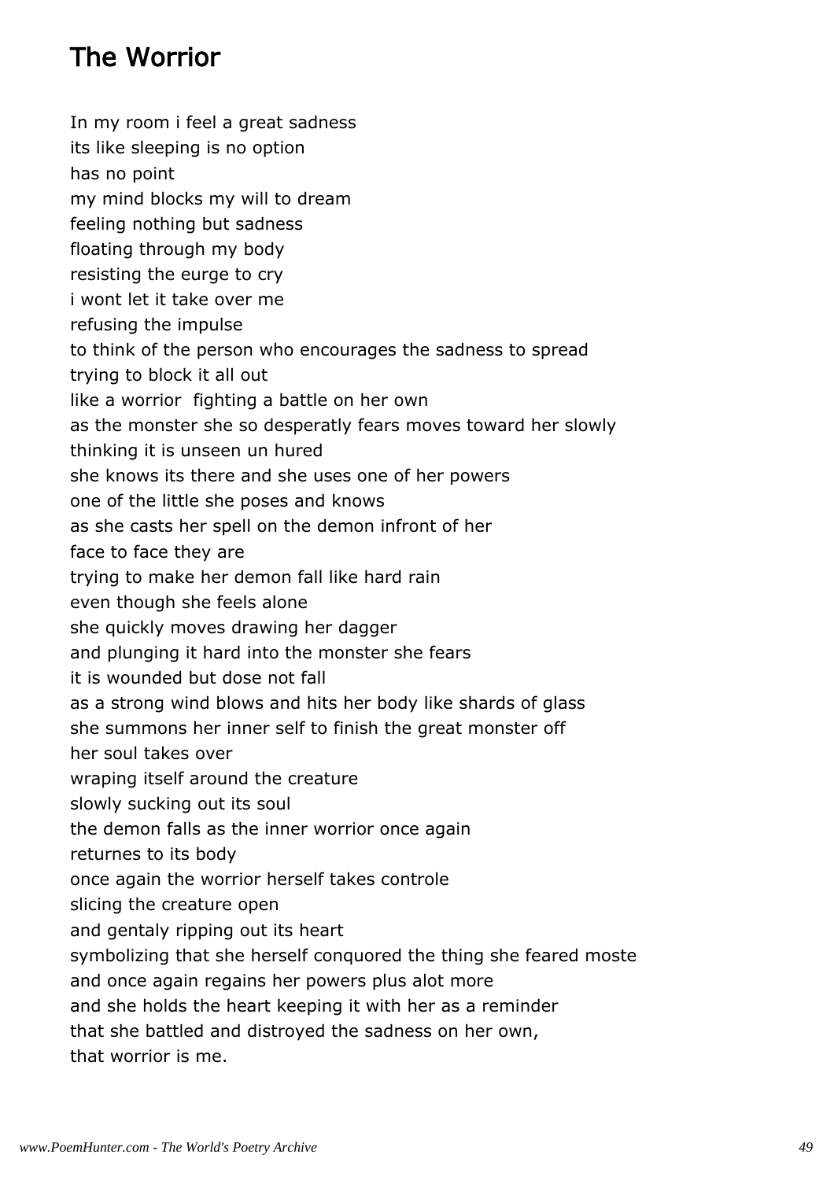# The Worrior

In my room i feel a great sadness
its like sleeping is no option
has no point
my mind blocks my will to dream
feeling nothing but sadness
floating through my body
resisting the eurge to cry
i wont let it take over me
refusing the impulse
to think of the person who encourages the sadness to spread
trying to block it all out
like a worrior  fighting a battle on her own
as the monster she so desperatly fears moves toward her slowly
thinking it is unseen un hured
she knows its there and she uses one of her powers
one of the little she poses and knows
as she casts her spell on the demon infront of her
face to face they are
trying to make her demon fall like hard rain
even though she feels alone
she quickly moves drawing her dagger
and plunging it hard into the monster she fears
it is wounded but dose not fall
as a strong wind blows and hits her body like shards of glass
she summons her inner self to finish the great monster off
her soul takes over
wraping itself around the creature
slowly sucking out its soul
the demon falls as the inner worrior once again
returnes to its body
once again the worrior herself takes controle
slicing the creature open
and gentaly ripping out its heart
symbolizing that she herself conquored the thing she feared moste
and once again regains her powers plus alot more
and she holds the heart keeping it with her as a reminder
that she battled and distroyed the sadness on her own,
that worrior is me.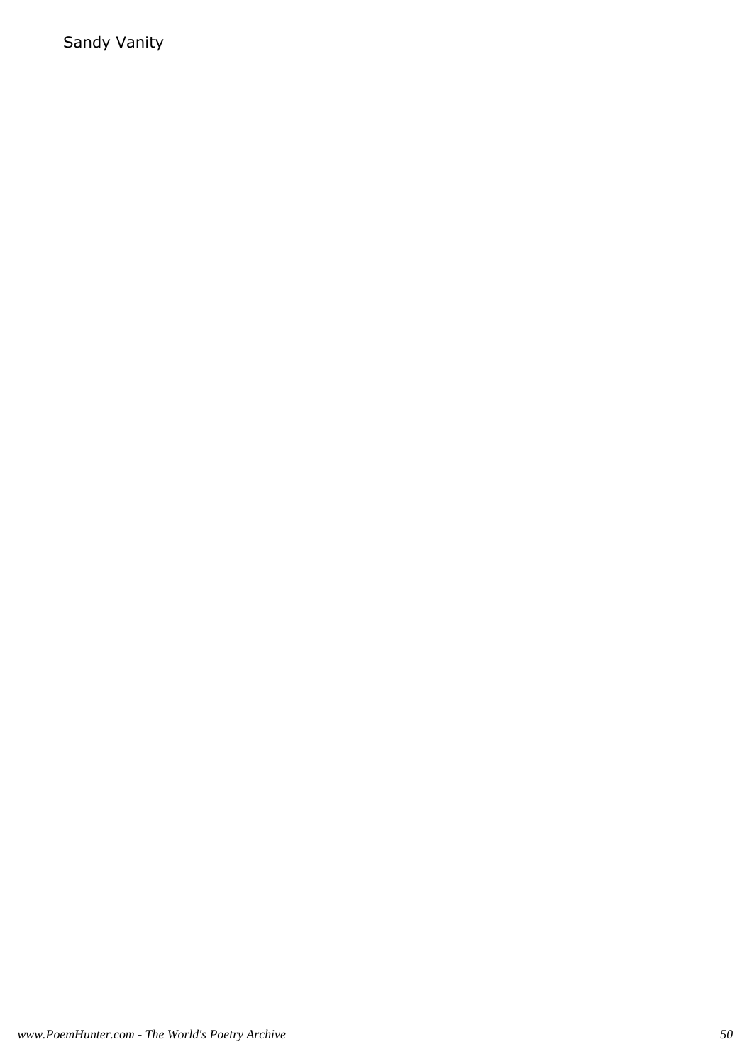Sandy Vanity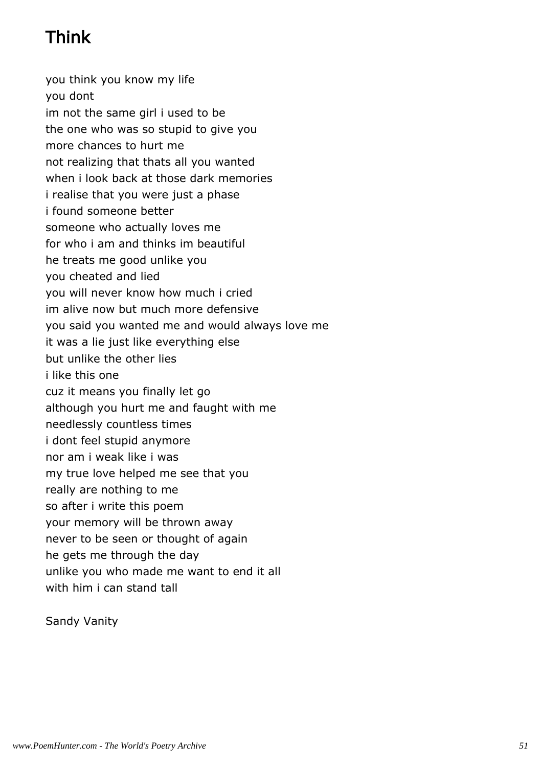# Think

you think you know my life
you dont
im not the same girl i used to be
the one who was so stupid to give you
more chances to hurt me
not realizing that thats all you wanted
when i look back at those dark memories
i realise that you were just a phase
i found someone better
someone who actually loves me
for who i am and thinks im beautiful
he treats me good unlike you
you cheated and lied
you will never know how much i cried
im alive now but much more defensive
you said you wanted me and would always love me
it was a lie just like everything else
but unlike the other lies
i like this one
cuz it means you finally let go
although you hurt me and faught with me
needlessly countless times
i dont feel stupid anymore
nor am i weak like i was
my true love helped me see that you
really are nothing to me
so after i write this poem
your memory will be thrown away
never to be seen or thought of again
he gets me through the day
unlike you who made me want to end it all
with him i can stand tall

Sandy Vanity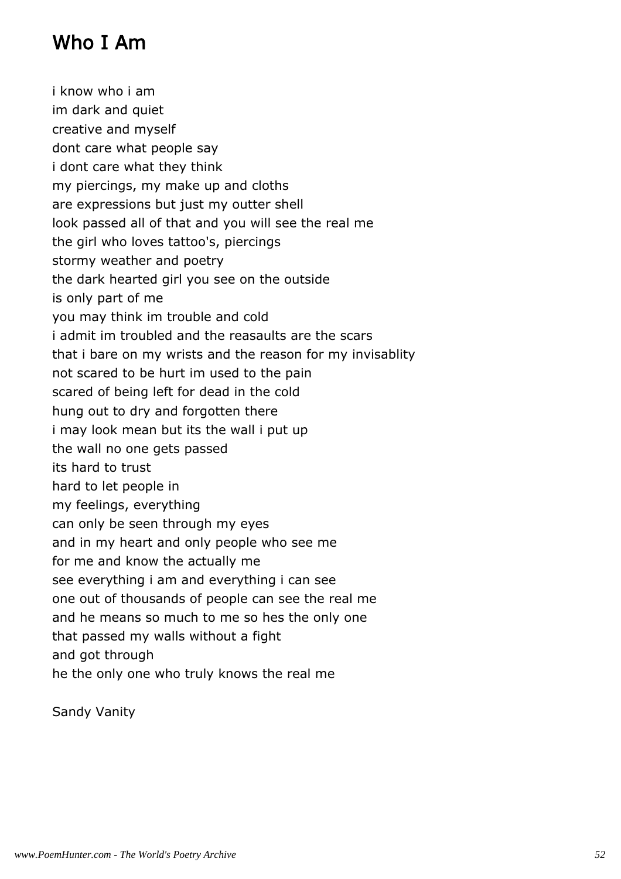# Who I Am

i know who i am
im dark and quiet
creative and myself
dont care what people say
i dont care what they think
my piercings, my make up and cloths
are expressions but just my outter shell
look passed all of that and you will see the real me
the girl who loves tattoo's, piercings
stormy weather and poetry
the dark hearted girl you see on the outside
is only part of me
you may think im trouble and cold
i admit im troubled and the reasaults are the scars
that i bare on my wrists and the reason for my invisablity
not scared to be hurt im used to the pain
scared of being left for dead in the cold
hung out to dry and forgotten there
i may look mean but its the wall i put up
the wall no one gets passed
its hard to trust
hard to let people in
my feelings, everything
can only be seen through my eyes
and in my heart and only people who see me
for me and know the actually me
see everything i am and everything i can see
one out of thousands of people can see the real me
and he means so much to me so hes the only one
that passed my walls without a fight
and got through
he the only one who truly knows the real me

Sandy Vanity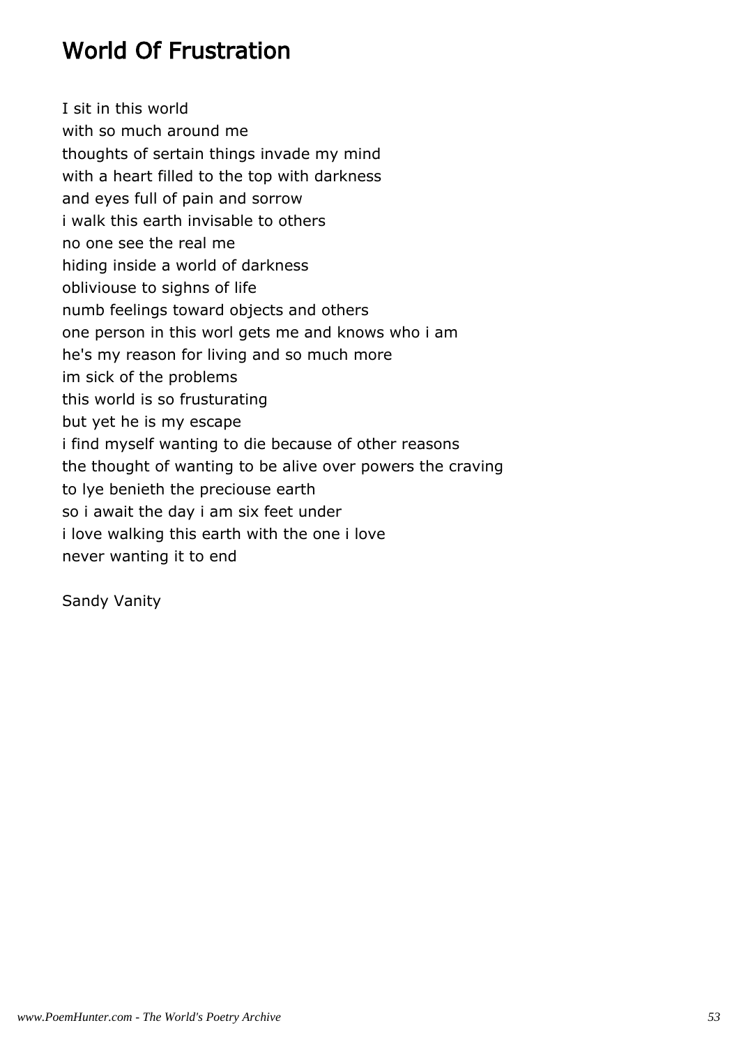# World Of Frustration

I sit in this world
with so much around me
thoughts of sertain things invade my mind
with a heart filled to the top with darkness
and eyes full of pain and sorrow
i walk this earth invisable to others
no one see the real me
hiding inside a world of darkness
obliviouse to sighns of life
numb feelings toward objects and others
one person in this worl gets me and knows who i am
he's my reason for living and so much more
im sick of the problems
this world is so frusturating
but yet he is my escape
i find myself wanting to die because of other reasons
the thought of wanting to be alive over powers the craving
to lye benieth the preciouse earth
so i await the day i am six feet under
i love walking this earth with the one i love
never wanting it to end

Sandy Vanity